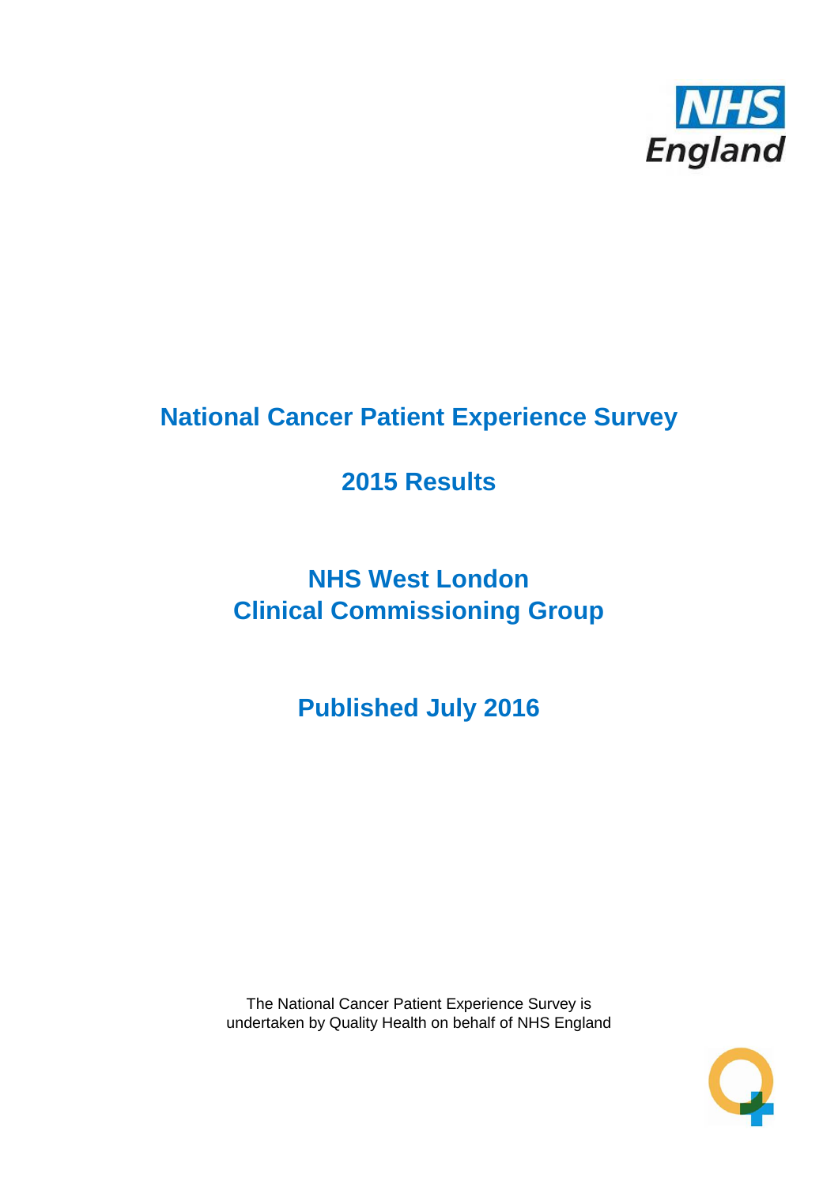# National Cancer Patient Experience Survey

## 2015 Results

## NHS West London Clinical Commissioning Group

## Published July 2016

The National Cancer Patient Experience Survey is undertaken by Quality Health on behalf of NHS England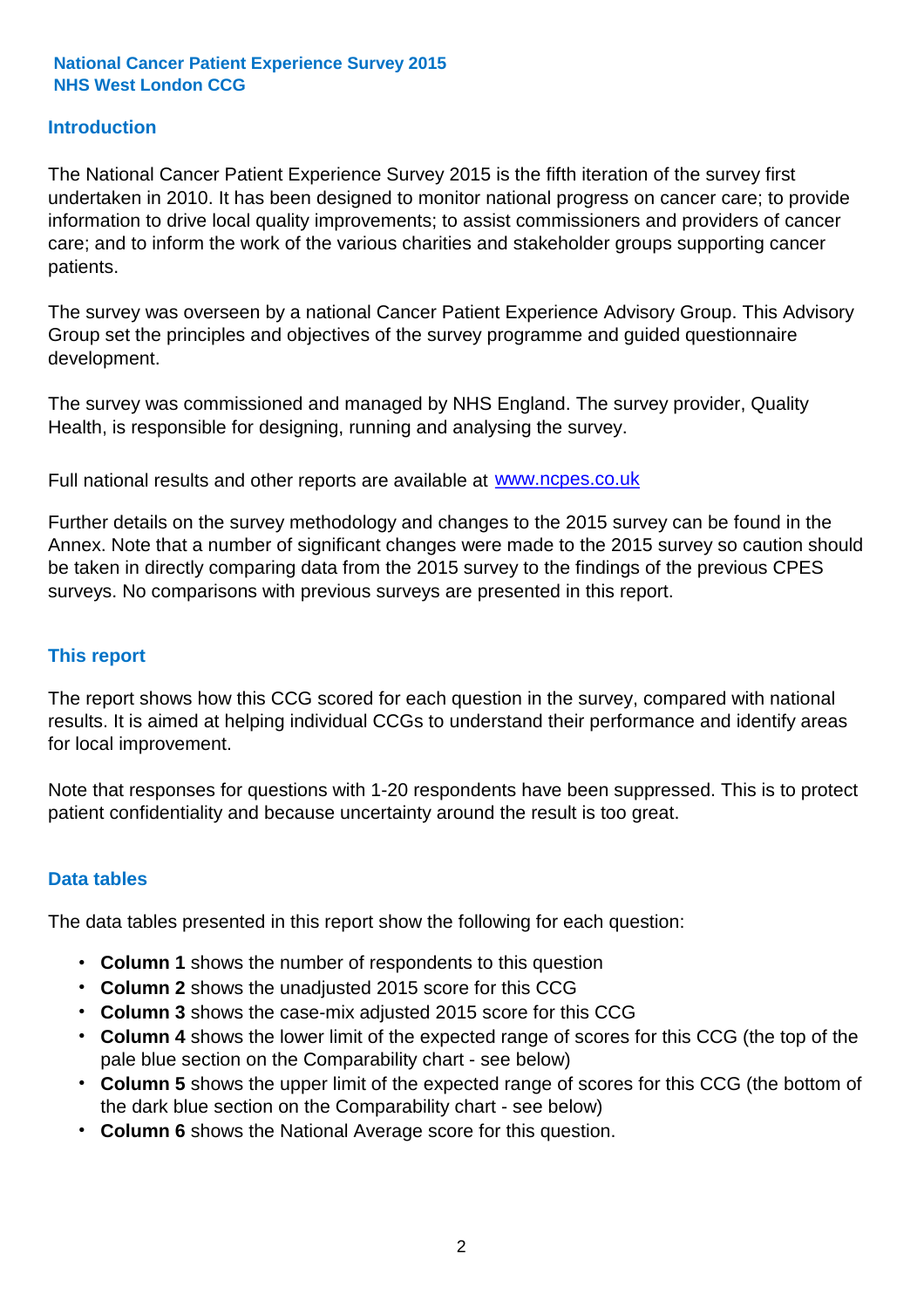**National Cancer Patient Experience Survey 2015**
**NHS West London CCG**

## Introduction

The National Cancer Patient Experience Survey 2015 is the fifth iteration of the survey first undertaken in 2010. It has been designed to monitor national progress on cancer care; to provide information to drive local quality improvements; to assist commissioners and providers of cancer care; and to inform the work of the various charities and stakeholder groups supporting cancer patients.

The survey was overseen by a national Cancer Patient Experience Advisory Group. This Advisory Group set the principles and objectives of the survey programme and guided questionnaire development.

The survey was commissioned and managed by NHS England. The survey provider, Quality Health, is responsible for designing, running and analysing the survey.

Full national results and other reports are available at www.ncpes.co.uk

Further details on the survey methodology and changes to the 2015 survey can be found in the Annex. Note that a number of significant changes were made to the 2015 survey so caution should be taken in directly comparing data from the 2015 survey to the findings of the previous CPES surveys. No comparisons with previous surveys are presented in this report.

## This report

The report shows how this CCG scored for each question in the survey, compared with national results. It is aimed at helping individual CCGs to understand their performance and identify areas for local improvement.

Note that responses for questions with 1-20 respondents have been suppressed. This is to protect patient confidentiality and because uncertainty around the result is too great.

## Data tables

The data tables presented in this report show the following for each question:

- **Column 1** shows the number of respondents to this question
- **Column 2** shows the unadjusted 2015 score for this CCG
- **Column 3** shows the case-mix adjusted 2015 score for this CCG
- **Column 4** shows the lower limit of the expected range of scores for this CCG (the top of the pale blue section on the Comparability chart - see below)
- **Column 5** shows the upper limit of the expected range of scores for this CCG (the bottom of the dark blue section on the Comparability chart - see below)
- **Column 6** shows the National Average score for this question.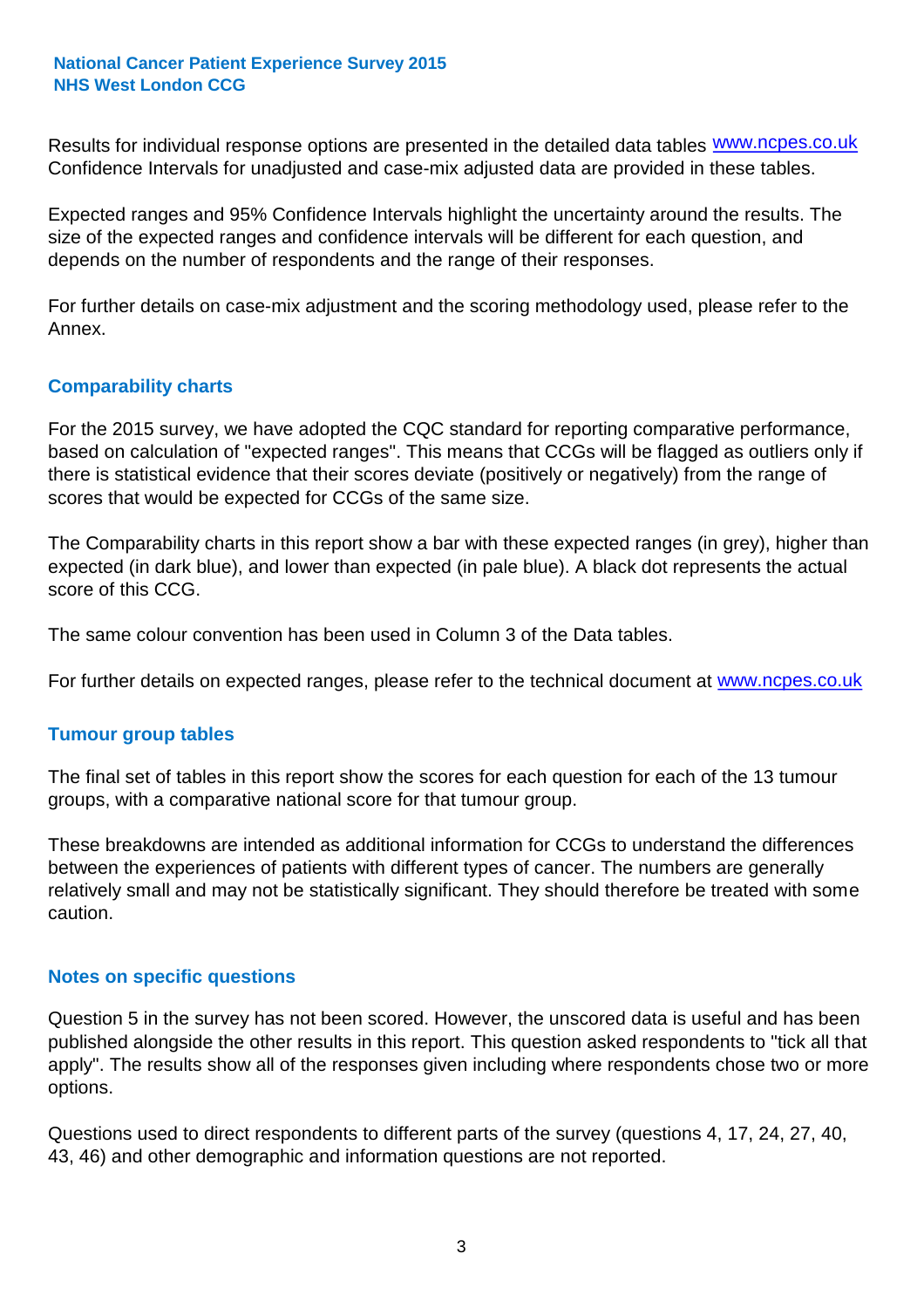National Cancer Patient Experience Survey 2015
NHS West London CCG

Results for individual response options are presented in the detailed data tables www.ncpes.co.uk Confidence Intervals for unadjusted and case-mix adjusted data are provided in these tables.

Expected ranges and 95% Confidence Intervals highlight the uncertainty around the results. The size of the expected ranges and confidence intervals will be different for each question, and depends on the number of respondents and the range of their responses.

For further details on case-mix adjustment and the scoring methodology used, please refer to the Annex.

## Comparability charts

For the 2015 survey, we have adopted the CQC standard for reporting comparative performance, based on calculation of "expected ranges". This means that CCGs will be flagged as outliers only if there is statistical evidence that their scores deviate (positively or negatively) from the range of scores that would be expected for CCGs of the same size.

The Comparability charts in this report show a bar with these expected ranges (in grey), higher than expected (in dark blue), and lower than expected (in pale blue). A black dot represents the actual score of this CCG.

The same colour convention has been used in Column 3 of the Data tables.

For further details on expected ranges, please refer to the technical document at www.ncpes.co.uk

## Tumour group tables

The final set of tables in this report show the scores for each question for each of the 13 tumour groups, with a comparative national score for that tumour group.

These breakdowns are intended as additional information for CCGs to understand the differences between the experiences of patients with different types of cancer. The numbers are generally relatively small and may not be statistically significant. They should therefore be treated with some caution.

## Notes on specific questions

Question 5 in the survey has not been scored. However, the unscored data is useful and has been published alongside the other results in this report. This question asked respondents to "tick all that apply". The results show all of the responses given including where respondents chose two or more options.

Questions used to direct respondents to different parts of the survey (questions 4, 17, 24, 27, 40, 43, 46) and other demographic and information questions are not reported.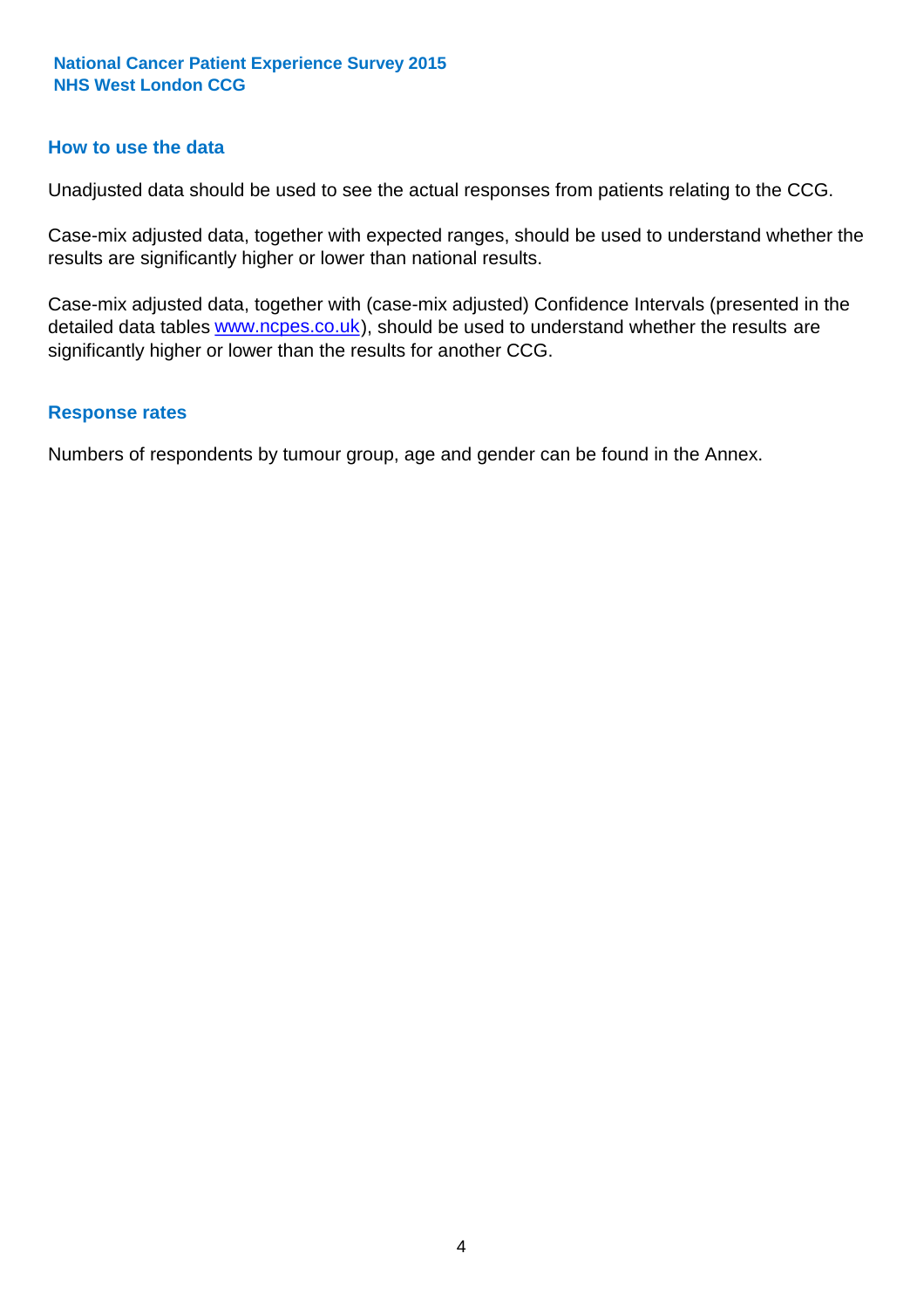## How to use the data

Unadjusted data should be used to see the actual responses from patients relating to the CCG.

Case-mix adjusted data, together with expected ranges, should be used to understand whether the results are significantly higher or lower than national results.

Case-mix adjusted data, together with (case-mix adjusted) Confidence Intervals (presented in the detailed data tables [www.ncpes.co.uk](http://www.ncpes.co.uk)), should be used to understand whether the results are significantly higher or lower than the results for another CCG.

## Response rates

Numbers of respondents by tumour group, age and gender can be found in the Annex.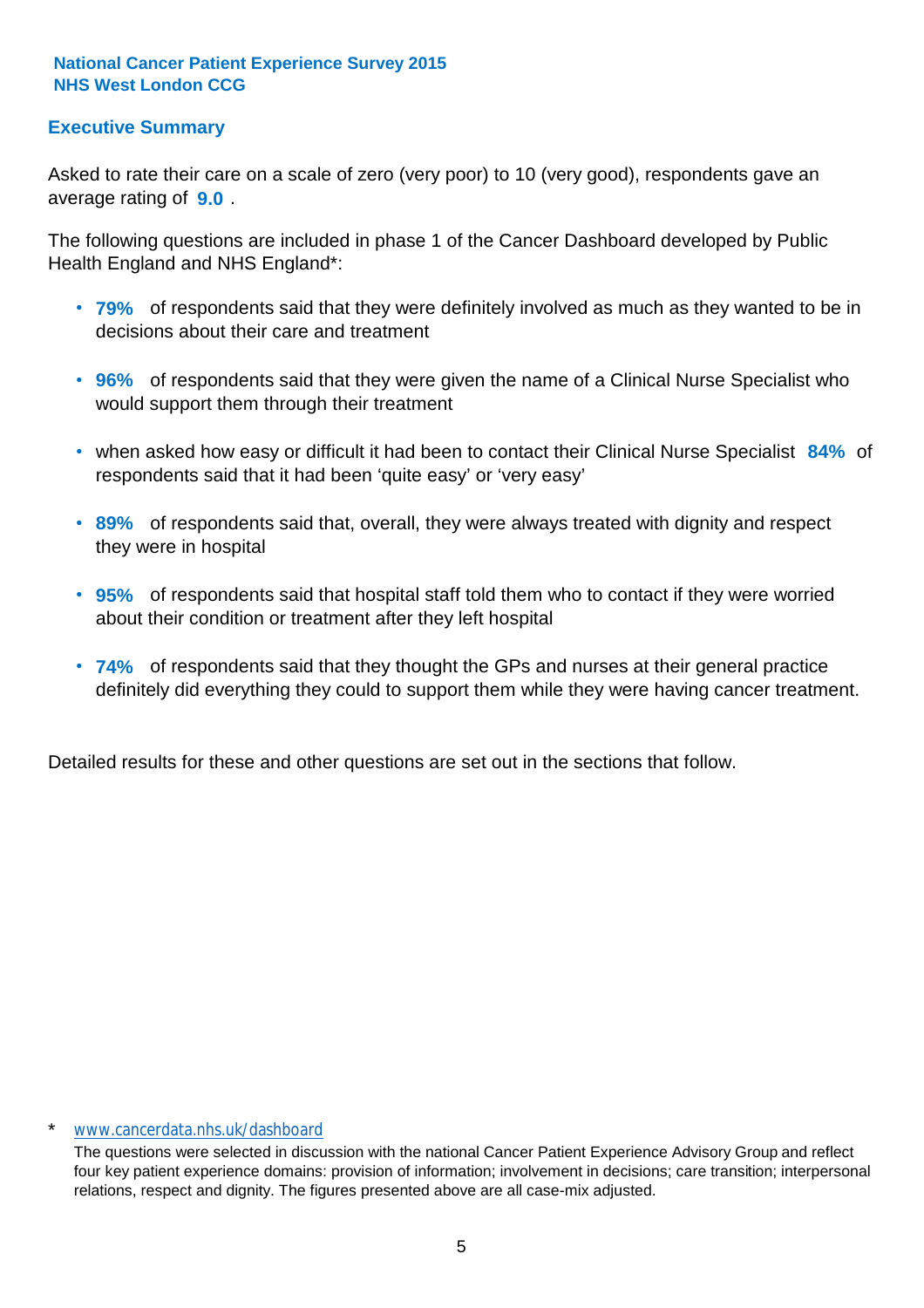**National Cancer Patient Experience Survey 2015**
**NHS West London CCG**

## Executive Summary

Asked to rate their care on a scale of zero (very poor) to 10 (very good), respondents gave an average rating of **9.0** .

The following questions are included in phase 1 of the Cancer Dashboard developed by Public Health England and NHS England*:

- **79%** of respondents said that they were definitely involved as much as they wanted to be in decisions about their care and treatment
- **96%** of respondents said that they were given the name of a Clinical Nurse Specialist who would support them through their treatment
- when asked how easy or difficult it had been to contact their Clinical Nurse Specialist **84%** of respondents said that it had been 'quite easy' or 'very easy'
- **89%** of respondents said that, overall, they were always treated with dignity and respect they were in hospital
- **95%** of respondents said that hospital staff told them who to contact if they were worried about their condition or treatment after they left hospital
- **74%** of respondents said that they thought the GPs and nurses at their general practice definitely did everything they could to support them while they were having cancer treatment.

Detailed results for these and other questions are set out in the sections that follow.

\* www.cancerdata.nhs.uk/dashboard

The questions were selected in discussion with the national Cancer Patient Experience Advisory Group and reflect four key patient experience domains: provision of information; involvement in decisions; care transition; interpersonal relations, respect and dignity. The figures presented above are all case-mix adjusted.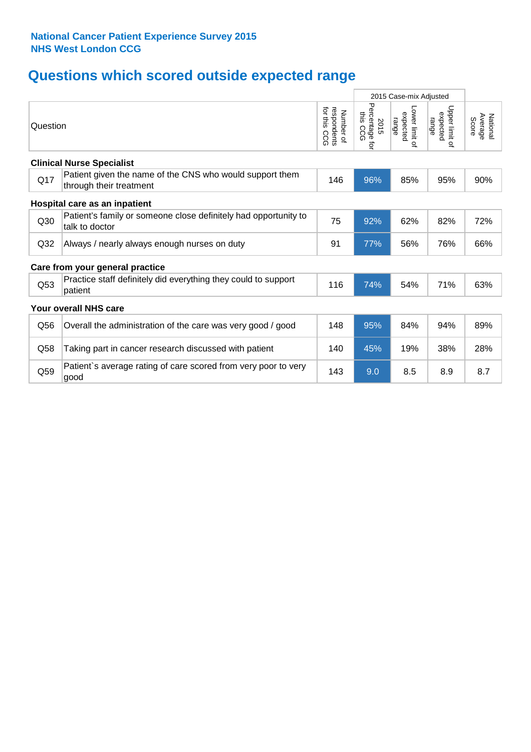**National Cancer Patient Experience Survey 2015**
**NHS West London CCG**

# Questions which scored outside expected range

| | Question | Number of respondents for this CCG | 2015 Case-mix Adjusted | | | National Average Score |
|---|---|---|---|---|---|---|
| | | | 2015 Percentage for this CCG | Lower limit of expected range | Upper limit of expected range | |
| **Clinical Nurse Specialist** | | | | | | |
| Q17 | Patient given the name of the CNS who would support them through their treatment | 146 | 96% | 85% | 95% | 90% |
| **Hospital care as an inpatient** | | | | | | |
| Q30 | Patient's family or someone close definitely had opportunity to talk to doctor | 75 | 92% | 62% | 82% | 72% |
| Q32 | Always / nearly always enough nurses on duty | 91 | 77% | 56% | 76% | 66% |
| **Care from your general practice** | | | | | | |
| Q53 | Practice staff definitely did everything they could to support patient | 116 | 74% | 54% | 71% | 63% |
| **Your overall NHS care** | | | | | | |
| Q56 | Overall the administration of the care was very good / good | 148 | 95% | 84% | 94% | 89% |
| Q58 | Taking part in cancer research discussed with patient | 140 | 45% | 19% | 38% | 28% |
| Q59 | Patient`s average rating of care scored from very poor to very good | 143 | 9.0 | 8.5 | 8.9 | 8.7 |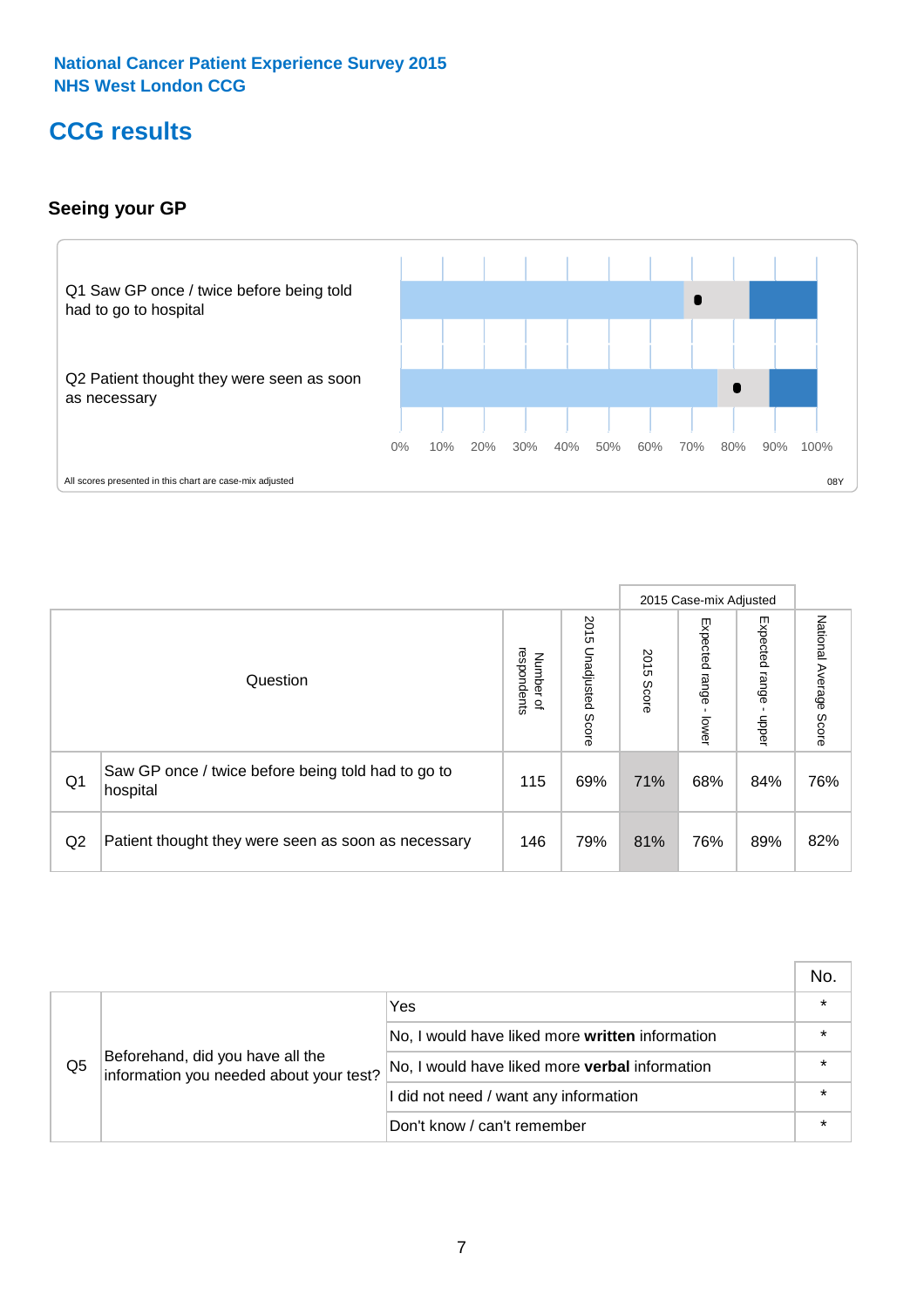National Cancer Patient Experience Survey 2015
NHS West London CCG

# CCG results

### Seeing your GP

Q1 Saw GP once / twice before being told had to go to hospital

Q2 Patient thought they were seen as soon as necessary

0% 10% 20% 30% 40% 50% 60% 70% 80% 90% 100%

All scores presented in this chart are case-mix adjusted

08Y

| | Question | Number of respondents | 2015 Unadjusted Score | 2015 Case-mix Adjusted: 2015 Score | 2015 Case-mix Adjusted: Expected range - lower | 2015 Case-mix Adjusted: Expected range - upper | National Average Score |
|---|---|---|---|---|---|---|---|
| Q1 | Saw GP once / twice before being told had to go to hospital | 115 | 69% | 71% | 68% | 84% | 76% |
| Q2 | Patient thought they were seen as soon as necessary | 146 | 79% | 81% | 76% | 89% | 82% |

| | | | No. |
|---|---|---|---|
| Q5 | Beforehand, did you have all the information you needed about your test? | Yes | * |
| | | No, I would have liked more **written** information | * |
| | | No, I would have liked more **verbal** information | * |
| | | I did not need / want any information | * |
| | | Don't know / can't remember | * |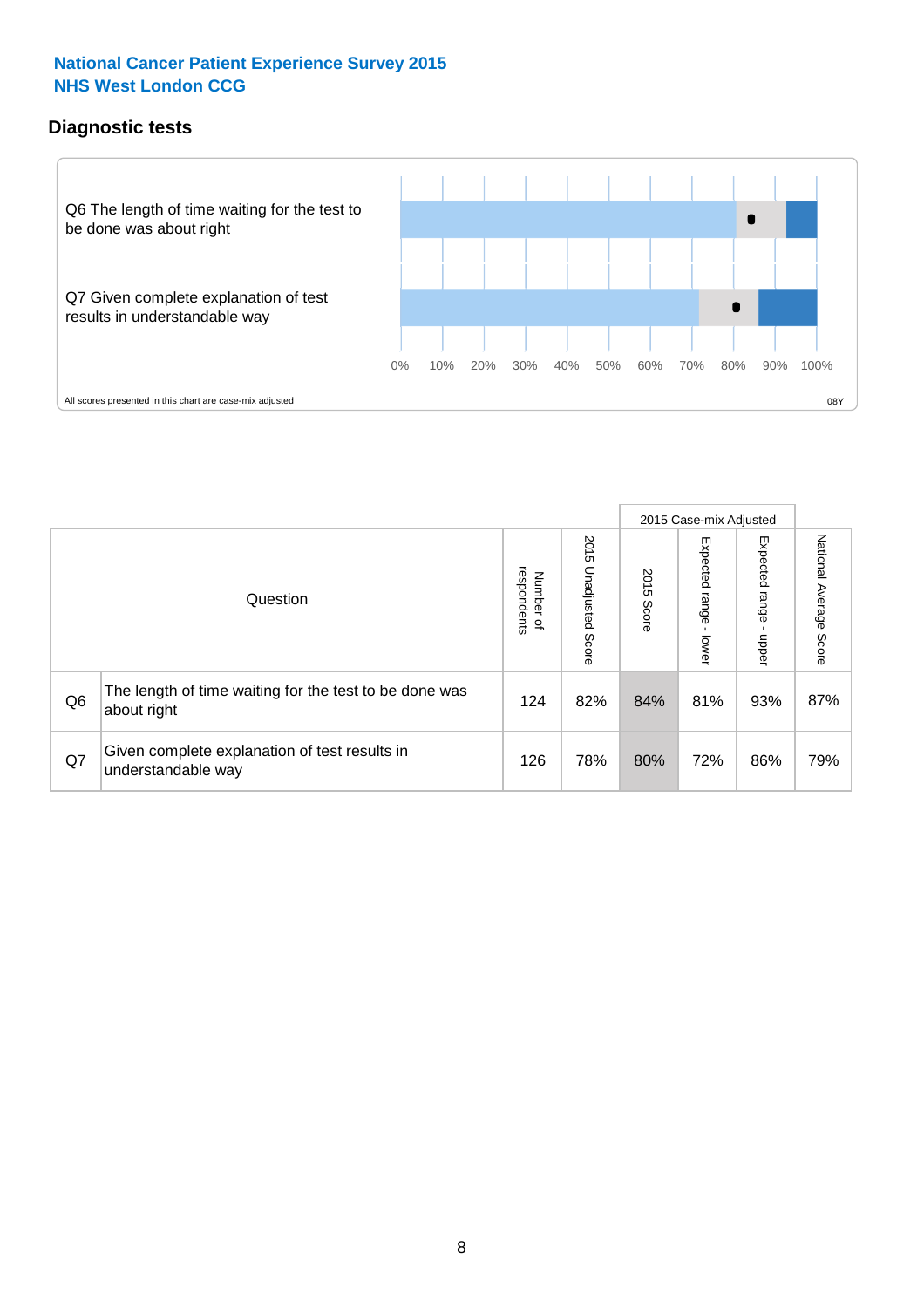**National Cancer Patient Experience Survey 2015**
**NHS West London CCG**

## Diagnostic tests

Q6 The length of time waiting for the test to be done was about right

Q7 Given complete explanation of test results in understandable way

0% 10% 20% 30% 40% 50% 60% 70% 80% 90% 100%

All scores presented in this chart are case-mix adjusted

08Y

| | Question | Number of respondents | 2015 Unadjusted Score | 2015 Case-mix Adjusted: 2015 Score | 2015 Case-mix Adjusted: Expected range - lower | 2015 Case-mix Adjusted: Expected range - upper | National Average Score |
|---|---|---|---|---|---|---|---|
| Q6 | The length of time waiting for the test to be done was about right | 124 | 82% | 84% | 81% | 93% | 87% |
| Q7 | Given complete explanation of test results in understandable way | 126 | 78% | 80% | 72% | 86% | 79% |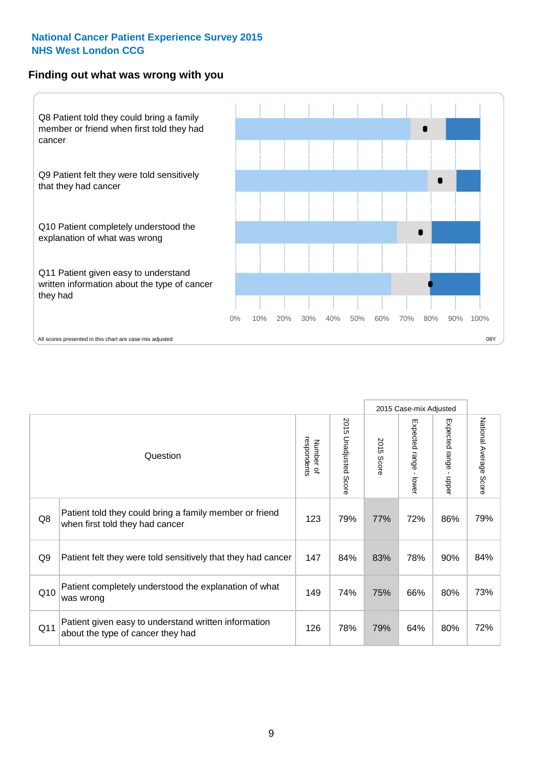National Cancer Patient Experience Survey 2015
NHS West London CCG

## Finding out what was wrong with you

Q8 Patient told they could bring a family member or friend when first told they had cancer

Q9 Patient felt they were told sensitively that they had cancer

Q10 Patient completely understood the explanation of what was wrong

Q11 Patient given easy to understand written information about the type of cancer they had

0% 10% 20% 30% 40% 50% 60% 70% 80% 90% 100%

All scores presented in this chart are case-mix adjusted

08Y

| | Question | Number of respondents | 2015 Unadjusted Score | 2015 Case-mix Adjusted | | | National Average Score |
|---|---|---|---|---|---|---|---|
| | | | | 2015 Score | Expected range - lower | Expected range - upper | |
| Q8 | Patient told they could bring a family member or friend when first told they had cancer | 123 | 79% | 77% | 72% | 86% | 79% |
| Q9 | Patient felt they were told sensitively that they had cancer | 147 | 84% | 83% | 78% | 90% | 84% |
| Q10 | Patient completely understood the explanation of what was wrong | 149 | 74% | 75% | 66% | 80% | 73% |
| Q11 | Patient given easy to understand written information about the type of cancer they had | 126 | 78% | 79% | 64% | 80% | 72% |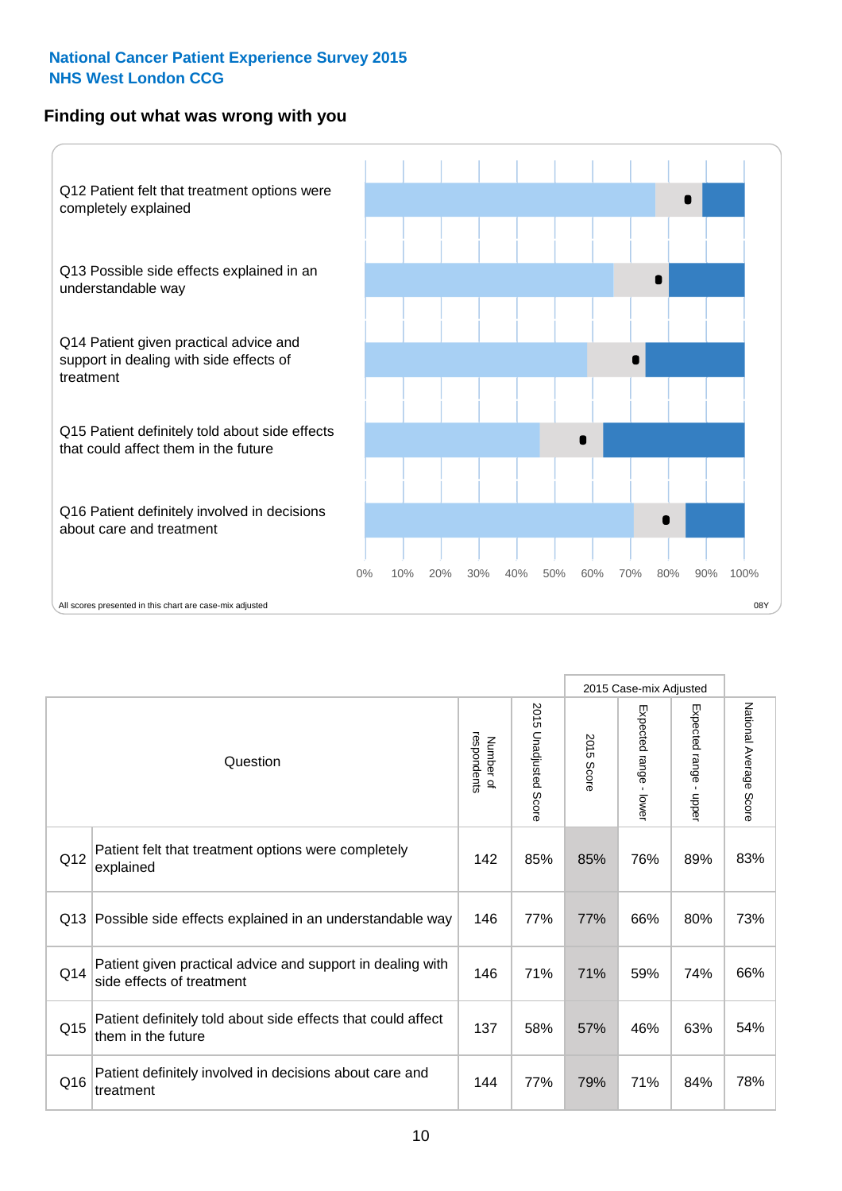National Cancer Patient Experience Survey 2015
NHS West London CCG

## Finding out what was wrong with you

Q12 Patient felt that treatment options were completely explained

Q13 Possible side effects explained in an understandable way

Q14 Patient given practical advice and support in dealing with side effects of treatment

Q15 Patient definitely told about side effects that could affect them in the future

Q16 Patient definitely involved in decisions about care and treatment

0% 10% 20% 30% 40% 50% 60% 70% 80% 90% 100%

All scores presented in this chart are case-mix adjusted

08Y

| | Question | Number of respondents | 2015 Unadjusted Score | 2015 Case-mix Adjusted | | | National Average Score |
|---|---|---|---|---|---|---|---|
| | | | | 2015 Score | Expected range - lower | Expected range - upper | |
| Q12 | Patient felt that treatment options were completely explained | 142 | 85% | 85% | 76% | 89% | 83% |
| Q13 | Possible side effects explained in an understandable way | 146 | 77% | 77% | 66% | 80% | 73% |
| Q14 | Patient given practical advice and support in dealing with side effects of treatment | 146 | 71% | 71% | 59% | 74% | 66% |
| Q15 | Patient definitely told about side effects that could affect them in the future | 137 | 58% | 57% | 46% | 63% | 54% |
| Q16 | Patient definitely involved in decisions about care and treatment | 144 | 77% | 79% | 71% | 84% | 78% |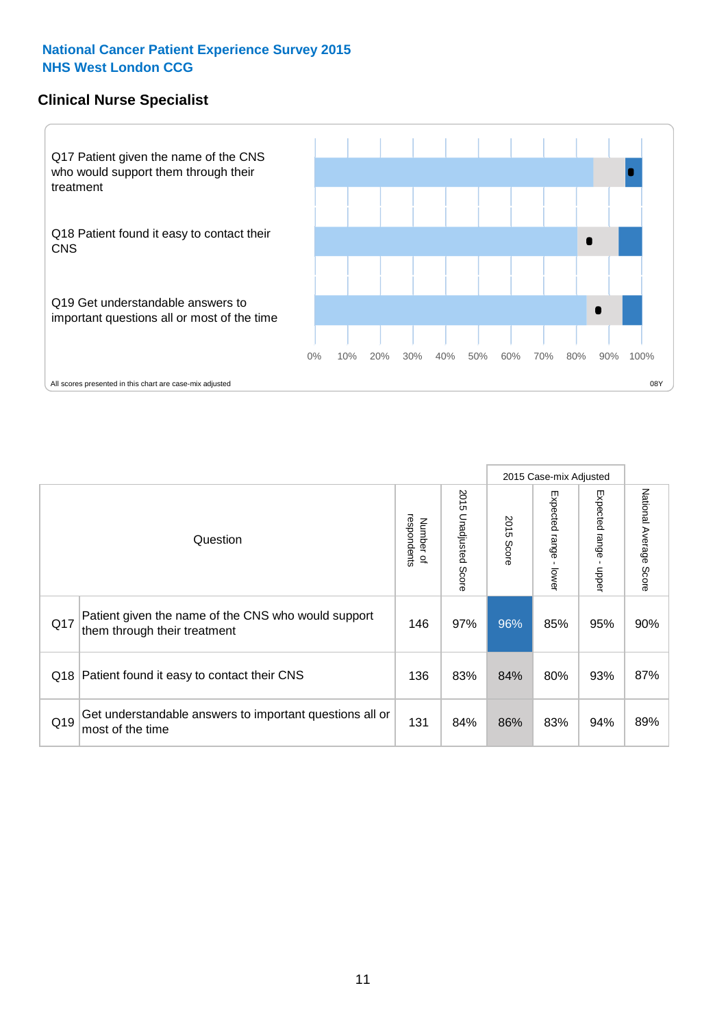**National Cancer Patient Experience Survey 2015**
**NHS West London CCG**

## Clinical Nurse Specialist

Q17 Patient given the name of the CNS who would support them through their treatment

Q18 Patient found it easy to contact their CNS

Q19 Get understandable answers to important questions all or most of the time

0% 10% 20% 30% 40% 50% 60% 70% 80% 90% 100%

All scores presented in this chart are case-mix adjusted

08Y

| | Question | Number of respondents | 2015 Unadjusted Score | 2015 Case-mix Adjusted 2015 Score | 2015 Case-mix Adjusted Expected range - lower | 2015 Case-mix Adjusted Expected range - upper | National Average Score |
|---|---|---|---|---|---|---|---|
| Q17 | Patient given the name of the CNS who would support them through their treatment | 146 | 97% | 96% | 85% | 95% | 90% |
| Q18 | Patient found it easy to contact their CNS | 136 | 83% | 84% | 80% | 93% | 87% |
| Q19 | Get understandable answers to important questions all or most of the time | 131 | 84% | 86% | 83% | 94% | 89% |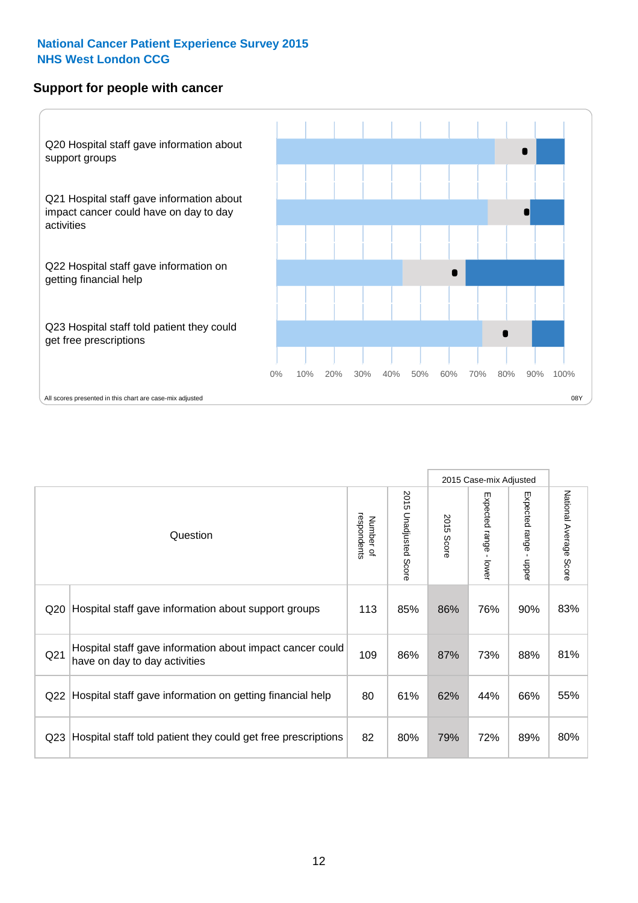**National Cancer Patient Experience Survey 2015**
**NHS West London CCG**

## Support for people with cancer

Q20 Hospital staff gave information about support groups

Q21 Hospital staff gave information about impact cancer could have on day to day activities

Q22 Hospital staff gave information on getting financial help

Q23 Hospital staff told patient they could get free prescriptions

0% 10% 20% 30% 40% 50% 60% 70% 80% 90% 100%

All scores presented in this chart are case-mix adjusted

08Y

| | Question | Number of respondents | 2015 Unadjusted Score | 2015 Case-mix Adjusted 2015 Score | 2015 Case-mix Adjusted Expected range - lower | 2015 Case-mix Adjusted Expected range - upper | National Average Score |
|---|---|---|---|---|---|---|---|
| Q20 | Hospital staff gave information about support groups | 113 | 85% | 86% | 76% | 90% | 83% |
| Q21 | Hospital staff gave information about impact cancer could have on day to day activities | 109 | 86% | 87% | 73% | 88% | 81% |
| Q22 | Hospital staff gave information on getting financial help | 80 | 61% | 62% | 44% | 66% | 55% |
| Q23 | Hospital staff told patient they could get free prescriptions | 82 | 80% | 79% | 72% | 89% | 80% |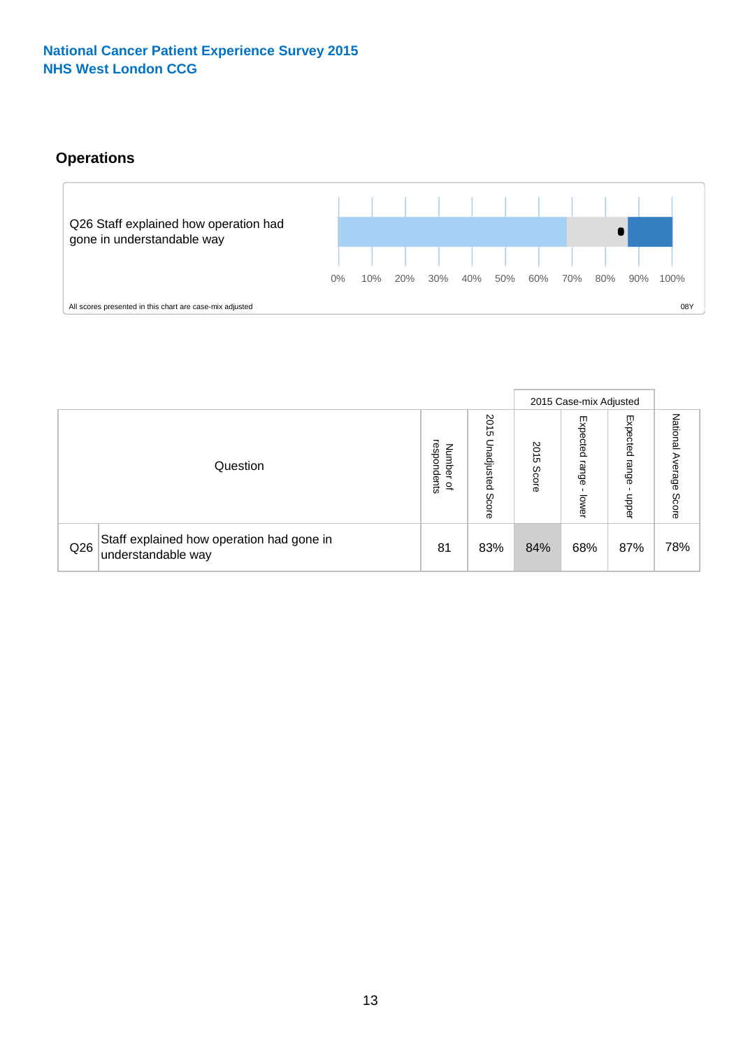National Cancer Patient Experience Survey 2015
NHS West London CCG

## Operations

Q26 Staff explained how operation had gone in understandable way

0% 10% 20% 30% 40% 50% 60% 70% 80% 90% 100%

All scores presented in this chart are case-mix adjusted

08Y

| Question | | Number of respondents | 2015 Unadjusted Score | 2015 Case-mix Adjusted | | | National Average Score |
|---|---|---|---|---|---|---|---|
| | | | | 2015 Score | Expected range - lower | Expected range - upper | |
| Q26 | Staff explained how operation had gone in understandable way | 81 | 83% | 84% | 68% | 87% | 78% |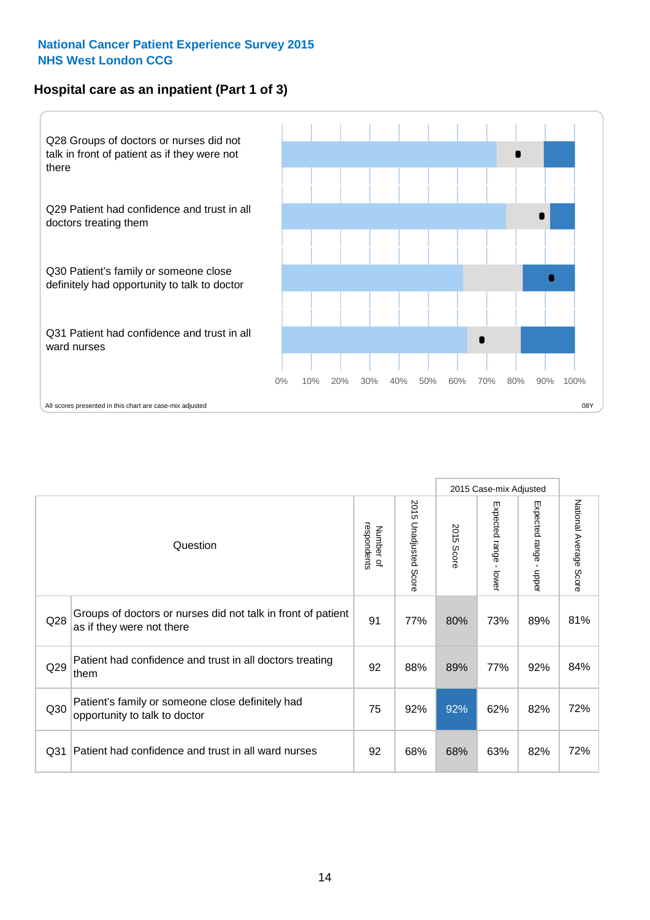National Cancer Patient Experience Survey 2015
NHS West London CCG

## Hospital care as an inpatient (Part 1 of 3)

Q28 Groups of doctors or nurses did not talk in front of patient as if they were not there

Q29 Patient had confidence and trust in all doctors treating them

Q30 Patient's family or someone close definitely had opportunity to talk to doctor

Q31 Patient had confidence and trust in all ward nurses

0% 10% 20% 30% 40% 50% 60% 70% 80% 90% 100%

All scores presented in this chart are case-mix adjusted

08Y

| Question | | Number of respondents | 2015 Unadjusted Score | 2015 Case-mix Adjusted | | | National Average Score |
|---|---|---|---|---|---|---|---|
| | | | | 2015 Score | Expected range - lower | Expected range - upper | |
| Q28 | Groups of doctors or nurses did not talk in front of patient as if they were not there | 91 | 77% | 80% | 73% | 89% | 81% |
| Q29 | Patient had confidence and trust in all doctors treating them | 92 | 88% | 89% | 77% | 92% | 84% |
| Q30 | Patient's family or someone close definitely had opportunity to talk to doctor | 75 | 92% | 92% | 62% | 82% | 72% |
| Q31 | Patient had confidence and trust in all ward nurses | 92 | 68% | 68% | 63% | 82% | 72% |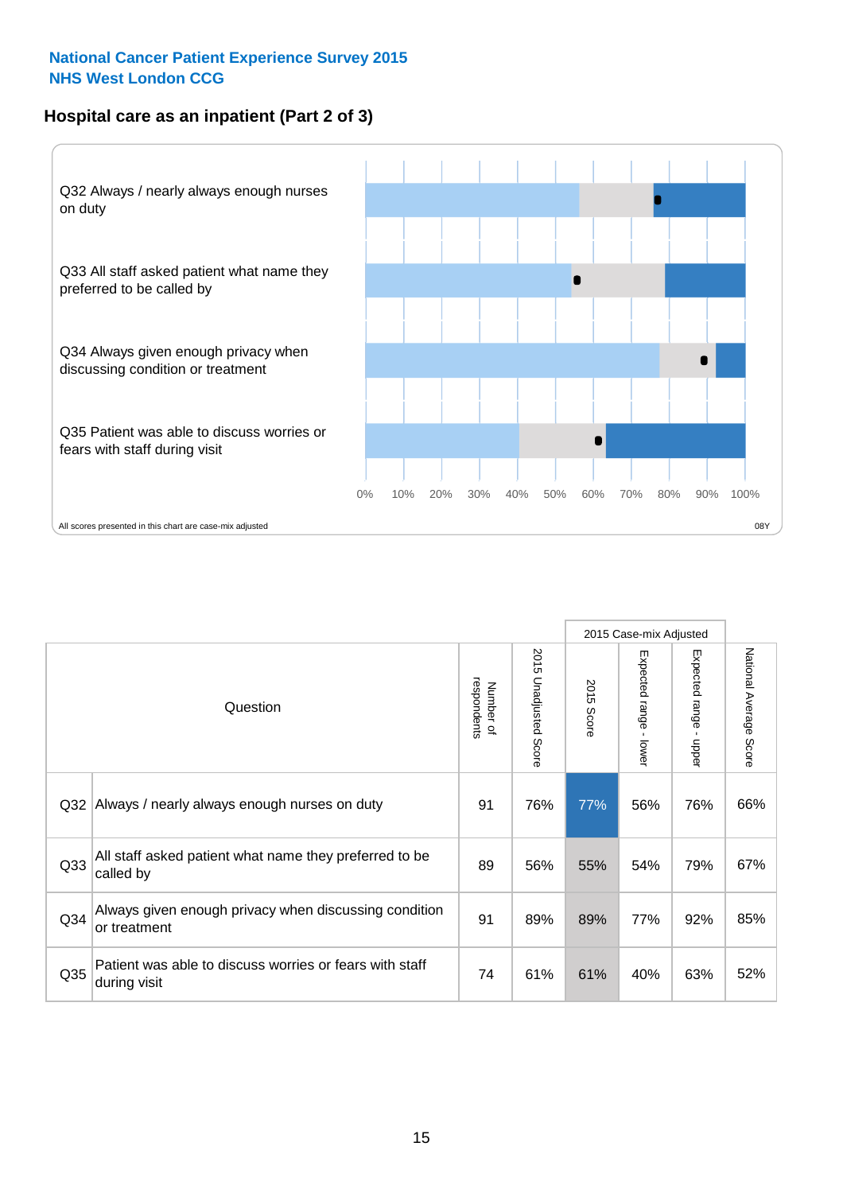National Cancer Patient Experience Survey 2015
NHS West London CCG

## Hospital care as an inpatient (Part 2 of 3)

Q32 Always / nearly always enough nurses on duty

Q33 All staff asked patient what name they preferred to be called by

Q34 Always given enough privacy when discussing condition or treatment

Q35 Patient was able to discuss worries or fears with staff during visit

0% 10% 20% 30% 40% 50% 60% 70% 80% 90% 100%

All scores presented in this chart are case-mix adjusted

08Y

| Question | | Number of respondents | 2015 Unadjusted Score | 2015 Case-mix Adjusted | | | National Average Score |
|---|---|---|---|---|---|---|---|
| | | | | 2015 Score | Expected range - lower | Expected range - upper | |
| Q32 | Always / nearly always enough nurses on duty | 91 | 76% | 77% | 56% | 76% | 66% |
| Q33 | All staff asked patient what name they preferred to be called by | 89 | 56% | 55% | 54% | 79% | 67% |
| Q34 | Always given enough privacy when discussing condition or treatment | 91 | 89% | 89% | 77% | 92% | 85% |
| Q35 | Patient was able to discuss worries or fears with staff during visit | 74 | 61% | 61% | 40% | 63% | 52% |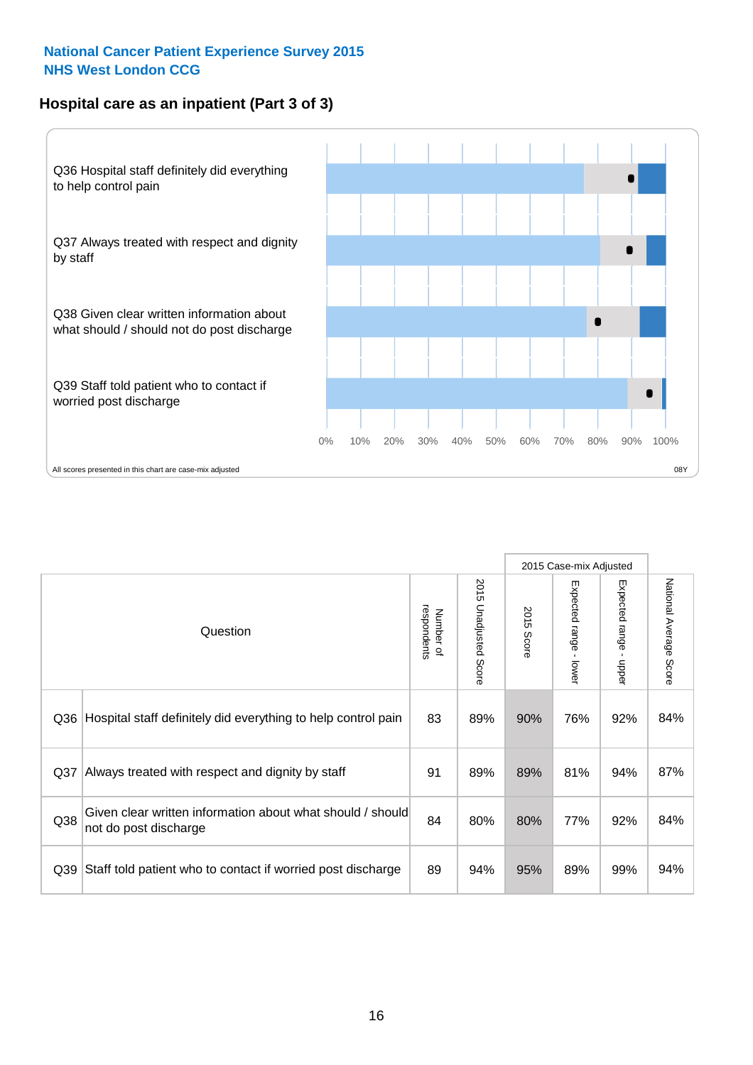National Cancer Patient Experience Survey 2015
NHS West London CCG

## Hospital care as an inpatient (Part 3 of 3)

Q36 Hospital staff definitely did everything to help control pain

Q37 Always treated with respect and dignity by staff

Q38 Given clear written information about what should / should not do post discharge

Q39 Staff told patient who to contact if worried post discharge

0% 10% 20% 30% 40% 50% 60% 70% 80% 90% 100%

All scores presented in this chart are case-mix adjusted

08Y

| Question | | Number of respondents | 2015 Unadjusted Score | 2015 Case-mix Adjusted: 2015 Score | 2015 Case-mix Adjusted: Expected range - lower | 2015 Case-mix Adjusted: Expected range - upper | National Average Score |
|---|---|---|---|---|---|---|---|
| Q36 | Hospital staff definitely did everything to help control pain | 83 | 89% | 90% | 76% | 92% | 84% |
| Q37 | Always treated with respect and dignity by staff | 91 | 89% | 89% | 81% | 94% | 87% |
| Q38 | Given clear written information about what should / should not do post discharge | 84 | 80% | 80% | 77% | 92% | 84% |
| Q39 | Staff told patient who to contact if worried post discharge | 89 | 94% | 95% | 89% | 99% | 94% |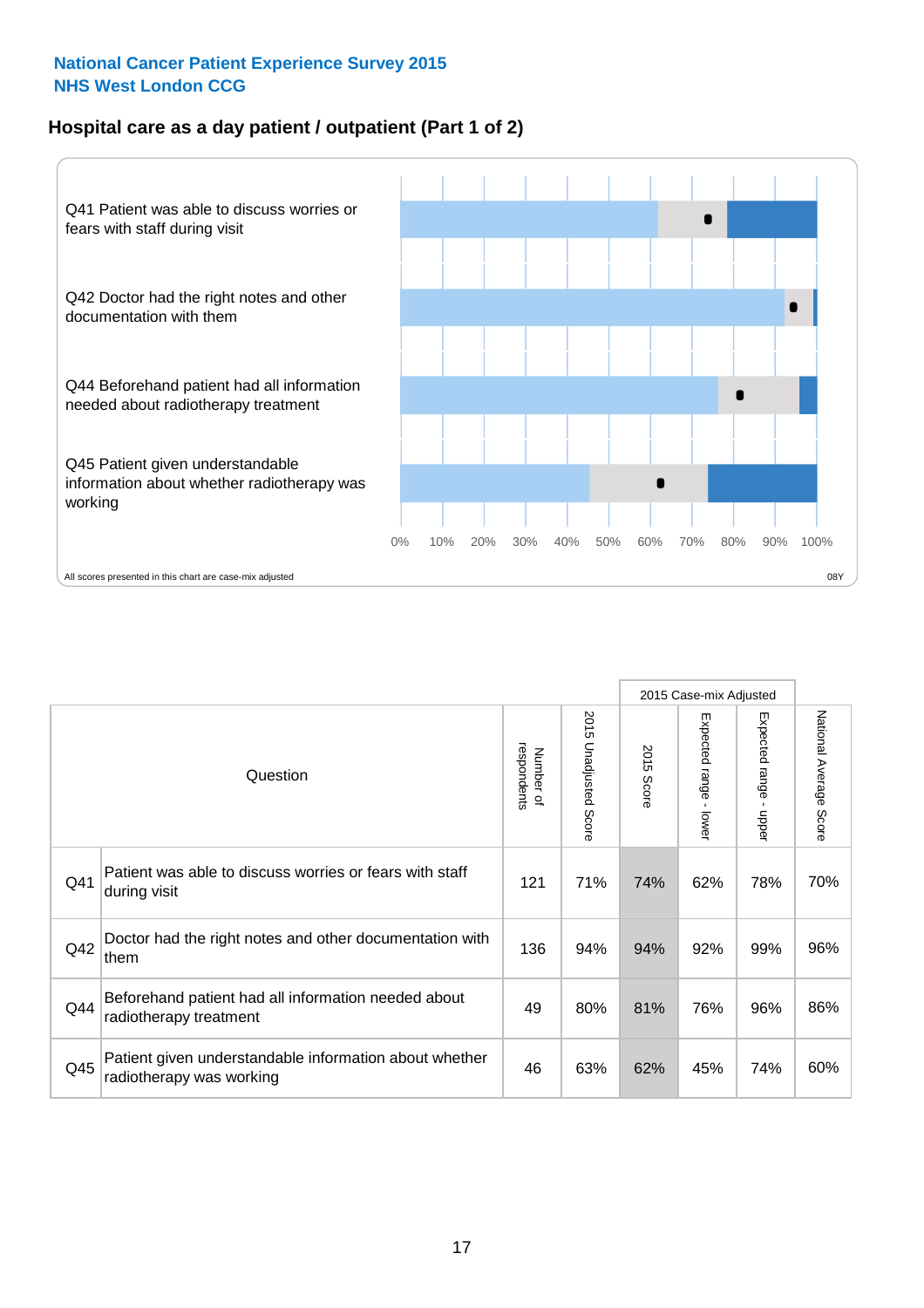**National Cancer Patient Experience Survey 2015**
**NHS West London CCG**

## Hospital care as a day patient / outpatient (Part 1 of 2)

Q41 Patient was able to discuss worries or fears with staff during visit

Q42 Doctor had the right notes and other documentation with them

Q44 Beforehand patient had all information needed about radiotherapy treatment

Q45 Patient given understandable information about whether radiotherapy was working

0% 10% 20% 30% 40% 50% 60% 70% 80% 90% 100%

All scores presented in this chart are case-mix adjusted

08Y

| Question | | Number of respondents | 2015 Unadjusted Score | 2015 Case-mix Adjusted: 2015 Score | 2015 Case-mix Adjusted: Expected range - lower | 2015 Case-mix Adjusted: Expected range - upper | National Average Score |
|---|---|---|---|---|---|---|---|
| Q41 | Patient was able to discuss worries or fears with staff during visit | 121 | 71% | 74% | 62% | 78% | 70% |
| Q42 | Doctor had the right notes and other documentation with them | 136 | 94% | 94% | 92% | 99% | 96% |
| Q44 | Beforehand patient had all information needed about radiotherapy treatment | 49 | 80% | 81% | 76% | 96% | 86% |
| Q45 | Patient given understandable information about whether radiotherapy was working | 46 | 63% | 62% | 45% | 74% | 60% |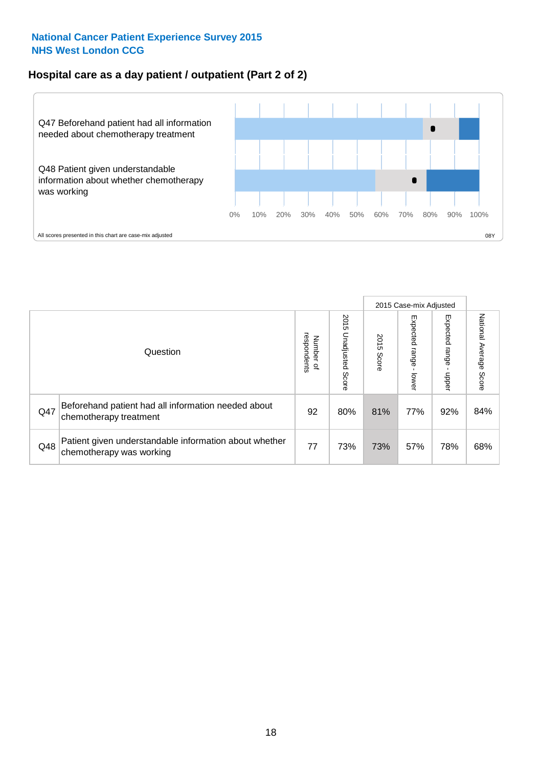## National Cancer Patient Experience Survey 2015
## NHS West London CCG

### Hospital care as a day patient / outpatient (Part 2 of 2)

Q47 Beforehand patient had all information needed about chemotherapy treatment

Q48 Patient given understandable information about whether chemotherapy was working

0% 10% 20% 30% 40% 50% 60% 70% 80% 90% 100%

All scores presented in this chart are case-mix adjusted

08Y

| Question | | Number of respondents | 2015 Unadjusted Score | 2015 Case-mix Adjusted 2015 Score | 2015 Case-mix Adjusted Expected range - lower | 2015 Case-mix Adjusted Expected range - upper | National Average Score |
|---|---|---|---|---|---|---|---|
| Q47 | Beforehand patient had all information needed about chemotherapy treatment | 92 | 80% | 81% | 77% | 92% | 84% |
| Q48 | Patient given understandable information about whether chemotherapy was working | 77 | 73% | 73% | 57% | 78% | 68% |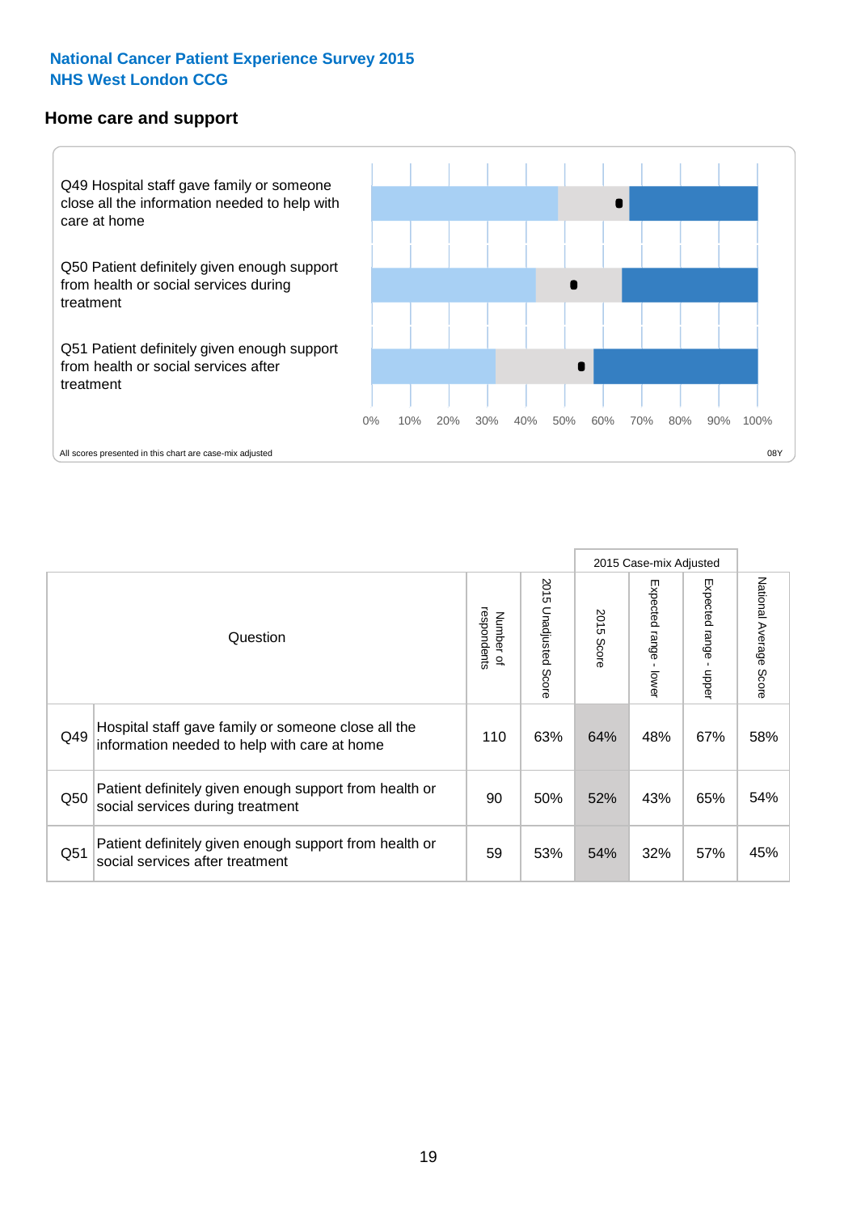National Cancer Patient Experience Survey 2015
NHS West London CCG

## Home care and support

Q49 Hospital staff gave family or someone close all the information needed to help with care at home

Q50 Patient definitely given enough support from health or social services during treatment

Q51 Patient definitely given enough support from health or social services after treatment

0% 10% 20% 30% 40% 50% 60% 70% 80% 90% 100%

All scores presented in this chart are case-mix adjusted

08Y

| Question | | Number of respondents | 2015 Unadjusted Score | 2015 Case-mix Adjusted | | | National Average Score |
|---|---|---|---|---|---|---|---|
| | | | | 2015 Score | Expected range - lower | Expected range - upper | |
| Q49 | Hospital staff gave family or someone close all the information needed to help with care at home | 110 | 63% | 64% | 48% | 67% | 58% |
| Q50 | Patient definitely given enough support from health or social services during treatment | 90 | 50% | 52% | 43% | 65% | 54% |
| Q51 | Patient definitely given enough support from health or social services after treatment | 59 | 53% | 54% | 32% | 57% | 45% |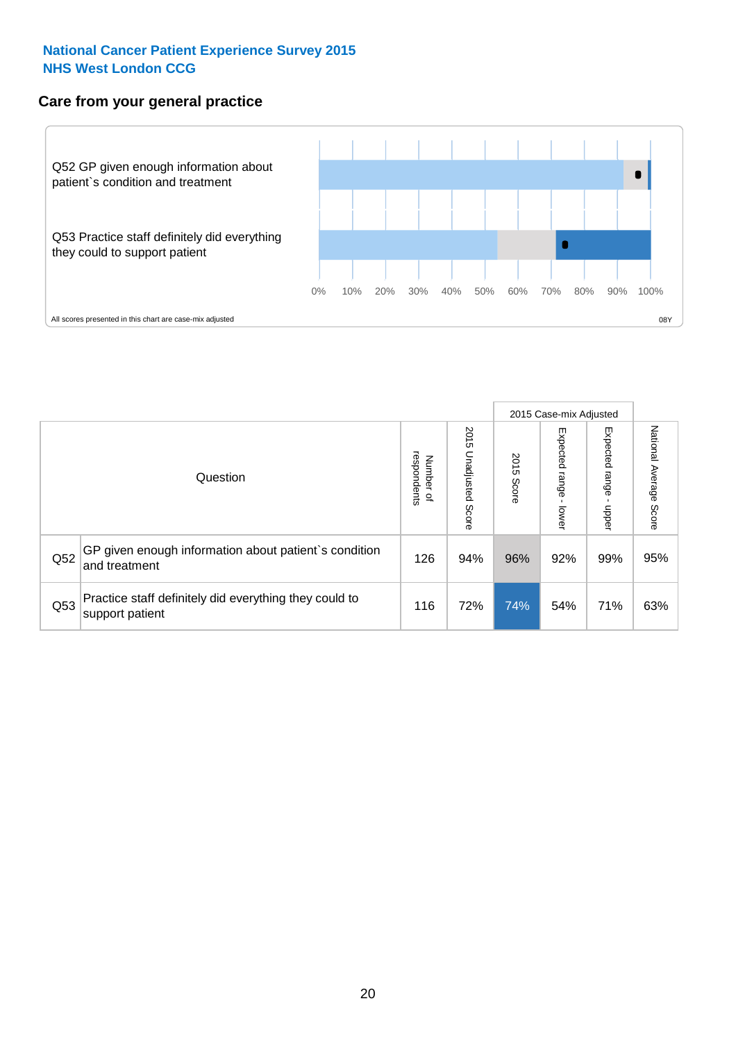**National Cancer Patient Experience Survey 2015**
**NHS West London CCG**

## Care from your general practice

Q52 GP given enough information about patient`s condition and treatment

Q53 Practice staff definitely did everything they could to support patient

0% 10% 20% 30% 40% 50% 60% 70% 80% 90% 100%

All scores presented in this chart are case-mix adjusted

08Y

| Question | | Number of respondents | 2015 Unadjusted Score | 2015 Case-mix Adjusted | | | National Average Score |
|---|---|---|---|---|---|---|---|
| | | | | 2015 Score | Expected range - lower | Expected range - upper | |
| Q52 | GP given enough information about patient`s condition and treatment | 126 | 94% | 96% | 92% | 99% | 95% |
| Q53 | Practice staff definitely did everything they could to support patient | 116 | 72% | 74% | 54% | 71% | 63% |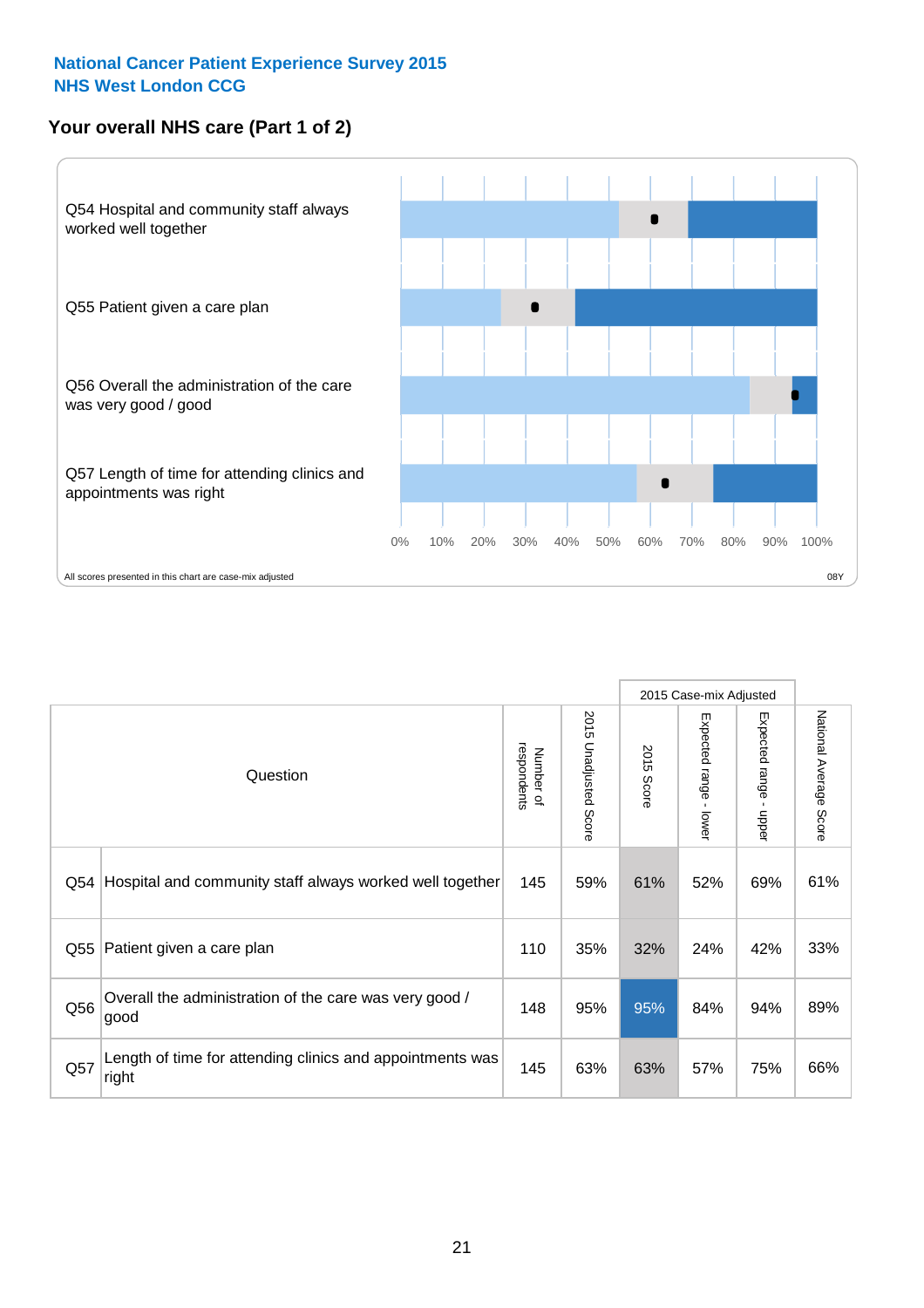National Cancer Patient Experience Survey 2015
NHS West London CCG

## Your overall NHS care (Part 1 of 2)

Q54 Hospital and community staff always worked well together

Q55 Patient given a care plan

Q56 Overall the administration of the care was very good / good

Q57 Length of time for attending clinics and appointments was right

0% 10% 20% 30% 40% 50% 60% 70% 80% 90% 100%

All scores presented in this chart are case-mix adjusted

08Y

| Question | | Number of respondents | 2015 Unadjusted Score | 2015 Case-mix Adjusted | | | National Average Score |
|---|---|---|---|---|---|---|---|
| | | | | 2015 Score | Expected range - lower | Expected range - upper | |
| Q54 | Hospital and community staff always worked well together | 145 | 59% | 61% | 52% | 69% | 61% |
| Q55 | Patient given a care plan | 110 | 35% | 32% | 24% | 42% | 33% |
| Q56 | Overall the administration of the care was very good / good | 148 | 95% | 95% | 84% | 94% | 89% |
| Q57 | Length of time for attending clinics and appointments was right | 145 | 63% | 63% | 57% | 75% | 66% |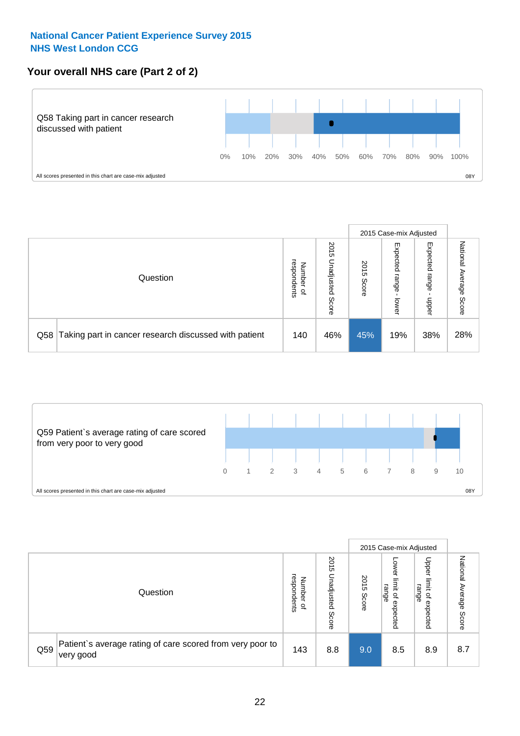**National Cancer Patient Experience Survey 2015**
**NHS West London CCG**

## Your overall NHS care (Part 2 of 2)

Q58 Taking part in cancer research discussed with patient

0% 10% 20% 30% 40% 50% 60% 70% 80% 90% 100%

All scores presented in this chart are case-mix adjusted

08Y

| | Question | Number of respondents | 2015 Unadjusted Score | 2015 Case-mix Adjusted | | | National Average Score |
|---|---|---|---|---|---|---|---|
| | | | | 2015 Score | Expected range - lower | Expected range - upper | |
| Q58 | Taking part in cancer research discussed with patient | 140 | 46% | 45% | 19% | 38% | 28% |

Q59 Patient`s average rating of care scored from very poor to very good

0 1 2 3 4 5 6 7 8 9 10

All scores presented in this chart are case-mix adjusted

08Y

| | Question | Number of respondents | 2015 Unadjusted Score | 2015 Case-mix Adjusted | | | National Average Score |
|---|---|---|---|---|---|---|---|
| | | | | 2015 Score | Lower limit of expected range | Upper limit of expected range | |
| Q59 | Patient`s average rating of care scored from very poor to very good | 143 | 8.8 | 9.0 | 8.5 | 8.9 | 8.7 |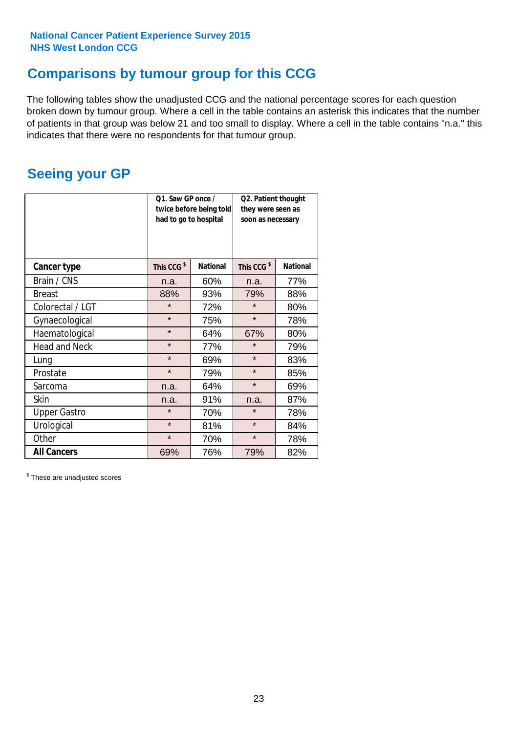National Cancer Patient Experience Survey 2015
NHS West London CCG

## Comparisons by tumour group for this CCG

The following tables show the unadjusted CCG and the national percentage scores for each question broken down by tumour group. Where a cell in the table contains an asterisk this indicates that the number of patients in that group was below 21 and too small to display. Where a cell in the table contains "n.a." this indicates that there were no respondents for that tumour group.

## Seeing your GP

| | Q1. Saw GP once / twice before being told had to go to hospital | | Q2. Patient thought they were seen as soon as necessary | |
|---|---|---|---|---|
| **Cancer type** | This CCG $ | National | This CCG $ | National |
| Brain / CNS | n.a. | 60% | n.a. | 77% |
| Breast | 88% | 93% | 79% | 88% |
| Colorectal / LGT | * | 72% | * | 80% |
| Gynaecological | * | 75% | * | 78% |
| Haematological | * | 64% | 67% | 80% |
| Head and Neck | * | 77% | * | 79% |
| Lung | * | 69% | * | 83% |
| Prostate | * | 79% | * | 85% |
| Sarcoma | n.a. | 64% | * | 69% |
| Skin | n.a. | 91% | n.a. | 87% |
| Upper Gastro | * | 70% | * | 78% |
| Urological | * | 81% | * | 84% |
| Other | * | 70% | * | 78% |
| **All Cancers** | 69% | 76% | 79% | 82% |

$ These are unadjusted scores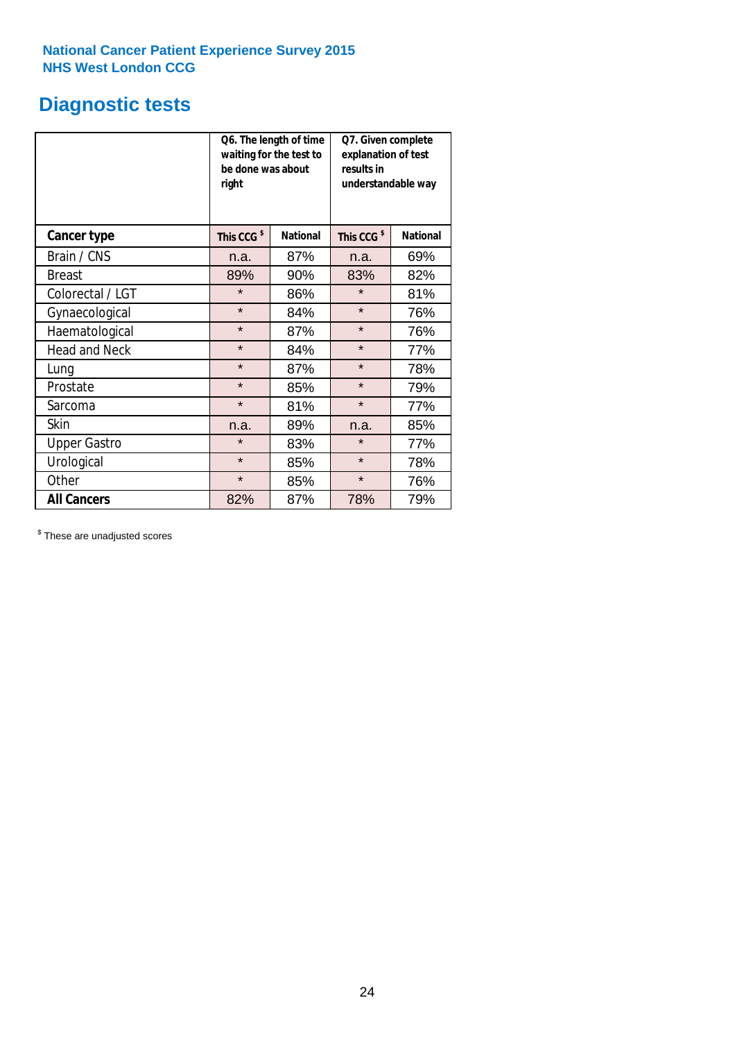National Cancer Patient Experience Survey 2015
NHS West London CCG

# Diagnostic tests

| | Q6. The length of time waiting for the test to be done was about right | | Q7. Given complete explanation of test results in understandable way | |
|---|---|---|---|---|
| **Cancer type** | This CCG $ | National | This CCG $ | National |
| Brain / CNS | n.a. | 87% | n.a. | 69% |
| Breast | 89% | 90% | 83% | 82% |
| Colorectal / LGT | * | 86% | * | 81% |
| Gynaecological | * | 84% | * | 76% |
| Haematological | * | 87% | * | 76% |
| Head and Neck | * | 84% | * | 77% |
| Lung | * | 87% | * | 78% |
| Prostate | * | 85% | * | 79% |
| Sarcoma | * | 81% | * | 77% |
| Skin | n.a. | 89% | n.a. | 85% |
| Upper Gastro | * | 83% | * | 77% |
| Urological | * | 85% | * | 78% |
| Other | * | 85% | * | 76% |
| **All Cancers** | 82% | 87% | 78% | 79% |

$ These are unadjusted scores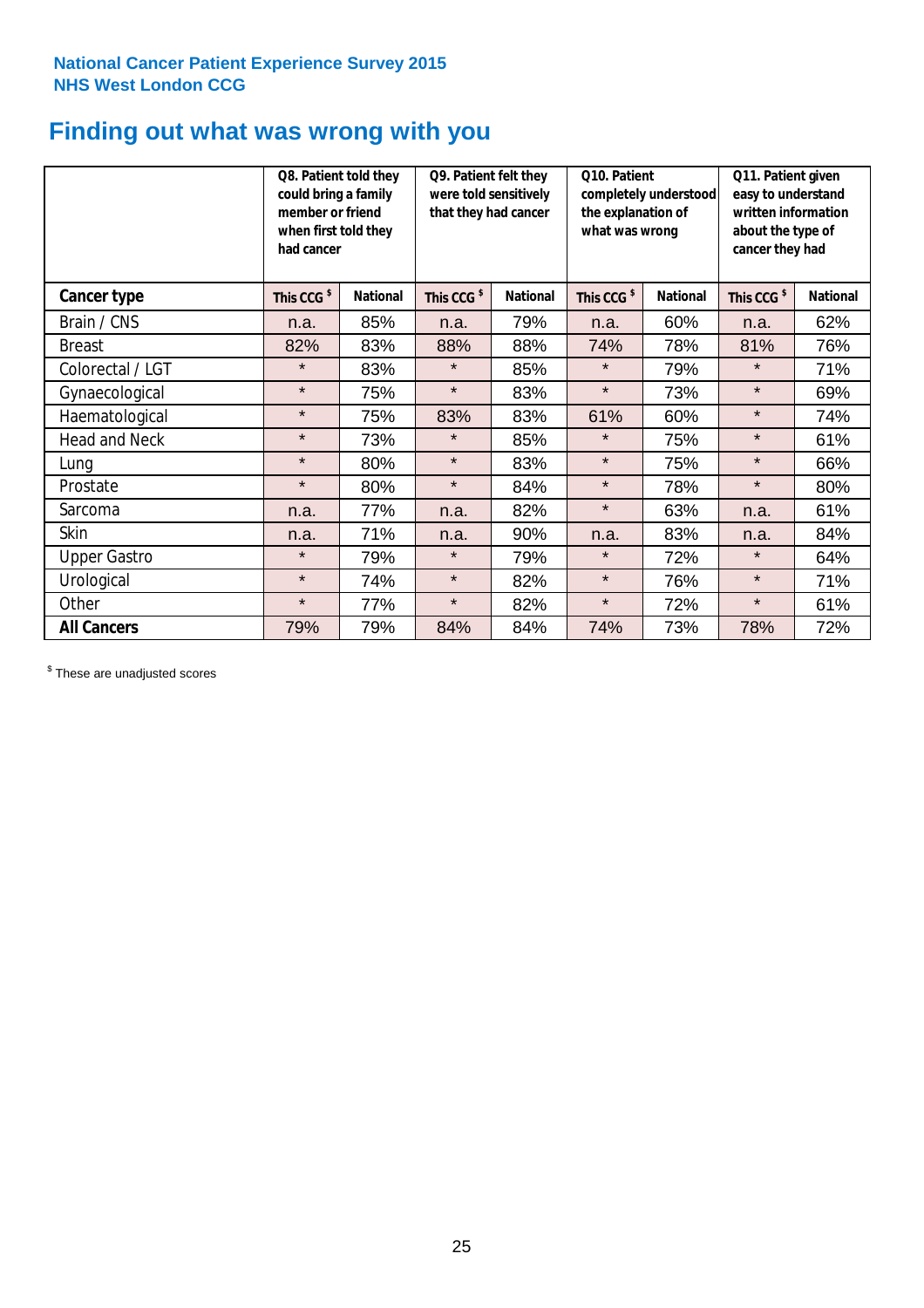National Cancer Patient Experience Survey 2015
NHS West London CCG

# Finding out what was wrong with you

| | Q8. Patient told they could bring a family member or friend when first told they had cancer | | Q9. Patient felt they were told sensitively that they had cancer | | Q10. Patient completely understood the explanation of what was wrong | | Q11. Patient given easy to understand written information about the type of cancer they had | |
|---|---|---|---|---|---|---|---|---|
| **Cancer type** | This CCG $ | National | This CCG $ | National | This CCG $ | National | This CCG $ | National |
| Brain / CNS | n.a. | 85% | n.a. | 79% | n.a. | 60% | n.a. | 62% |
| Breast | 82% | 83% | 88% | 88% | 74% | 78% | 81% | 76% |
| Colorectal / LGT | * | 83% | * | 85% | * | 79% | * | 71% |
| Gynaecological | * | 75% | * | 83% | * | 73% | * | 69% |
| Haematological | * | 75% | 83% | 83% | 61% | 60% | * | 74% |
| Head and Neck | * | 73% | * | 85% | * | 75% | * | 61% |
| Lung | * | 80% | * | 83% | * | 75% | * | 66% |
| Prostate | * | 80% | * | 84% | * | 78% | * | 80% |
| Sarcoma | n.a. | 77% | n.a. | 82% | * | 63% | n.a. | 61% |
| Skin | n.a. | 71% | n.a. | 90% | n.a. | 83% | n.a. | 84% |
| Upper Gastro | * | 79% | * | 79% | * | 72% | * | 64% |
| Urological | * | 74% | * | 82% | * | 76% | * | 71% |
| Other | * | 77% | * | 82% | * | 72% | * | 61% |
| **All Cancers** | 79% | 79% | 84% | 84% | 74% | 73% | 78% | 72% |

$ These are unadjusted scores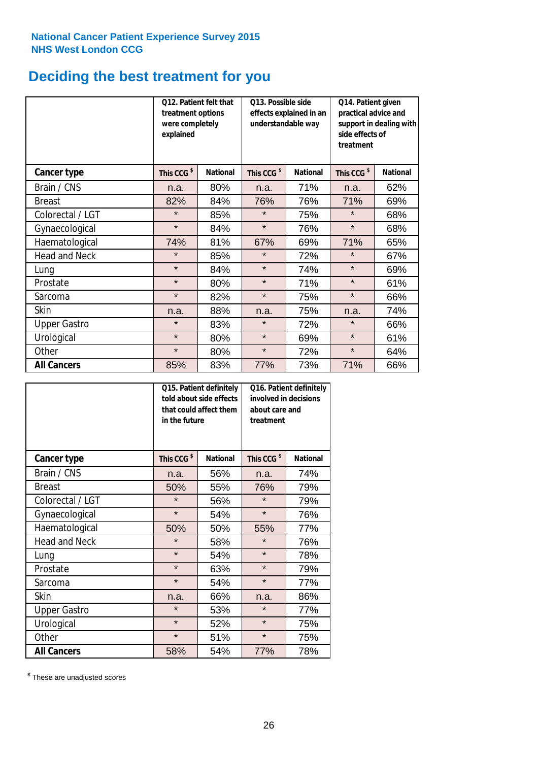National Cancer Patient Experience Survey 2015
NHS West London CCG

# Deciding the best treatment for you

| | Q12. Patient felt that treatment options were completely explained | | Q13. Possible side effects explained in an understandable way | | Q14. Patient given practical advice and support in dealing with side effects of treatment | |
|---|---|---|---|---|---|---|
| **Cancer type** | **This CCG $** | **National** | **This CCG $** | **National** | **This CCG $** | **National** |
| Brain / CNS | n.a. | 80% | n.a. | 71% | n.a. | 62% |
| Breast | 82% | 84% | 76% | 76% | 71% | 69% |
| Colorectal / LGT | * | 85% | * | 75% | * | 68% |
| Gynaecological | * | 84% | * | 76% | * | 68% |
| Haematological | 74% | 81% | 67% | 69% | 71% | 65% |
| Head and Neck | * | 85% | * | 72% | * | 67% |
| Lung | * | 84% | * | 74% | * | 69% |
| Prostate | * | 80% | * | 71% | * | 61% |
| Sarcoma | * | 82% | * | 75% | * | 66% |
| Skin | n.a. | 88% | n.a. | 75% | n.a. | 74% |
| Upper Gastro | * | 83% | * | 72% | * | 66% |
| Urological | * | 80% | * | 69% | * | 61% |
| Other | * | 80% | * | 72% | * | 64% |
| **All Cancers** | 85% | 83% | 77% | 73% | 71% | 66% |

| | Q15. Patient definitely told about side effects that could affect them in the future | | Q16. Patient definitely involved in decisions about care and treatment | |
|---|---|---|---|---|
| **Cancer type** | **This CCG $** | **National** | **This CCG $** | **National** |
| Brain / CNS | n.a. | 56% | n.a. | 74% |
| Breast | 50% | 55% | 76% | 79% |
| Colorectal / LGT | * | 56% | * | 79% |
| Gynaecological | * | 54% | * | 76% |
| Haematological | 50% | 50% | 55% | 77% |
| Head and Neck | * | 58% | * | 76% |
| Lung | * | 54% | * | 78% |
| Prostate | * | 63% | * | 79% |
| Sarcoma | * | 54% | * | 77% |
| Skin | n.a. | 66% | n.a. | 86% |
| Upper Gastro | * | 53% | * | 77% |
| Urological | * | 52% | * | 75% |
| Other | * | 51% | * | 75% |
| **All Cancers** | 58% | 54% | 77% | 78% |

$ These are unadjusted scores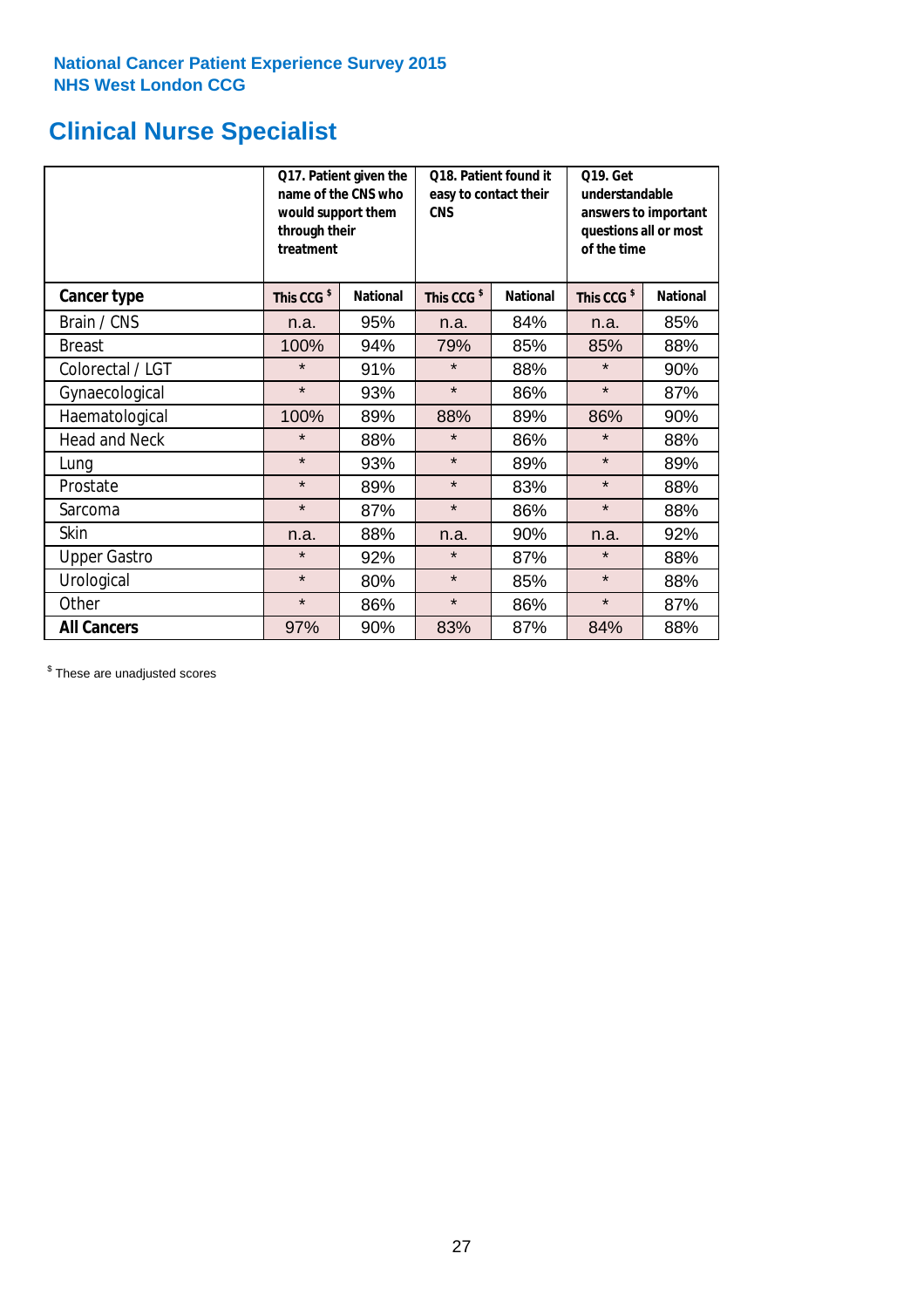National Cancer Patient Experience Survey 2015
NHS West London CCG

# Clinical Nurse Specialist

| | Q17. Patient given the name of the CNS who would support them through their treatment | | Q18. Patient found it easy to contact their CNS | | Q19. Get understandable answers to important questions all or most of the time | |
|---|---|---|---|---|---|---|
| **Cancer type** | **This CCG $** | **National** | **This CCG $** | **National** | **This CCG $** | **National** |
| Brain / CNS | n.a. | 95% | n.a. | 84% | n.a. | 85% |
| Breast | 100% | 94% | 79% | 85% | 85% | 88% |
| Colorectal / LGT | * | 91% | * | 88% | * | 90% |
| Gynaecological | * | 93% | * | 86% | * | 87% |
| Haematological | 100% | 89% | 88% | 89% | 86% | 90% |
| Head and Neck | * | 88% | * | 86% | * | 88% |
| Lung | * | 93% | * | 89% | * | 89% |
| Prostate | * | 89% | * | 83% | * | 88% |
| Sarcoma | * | 87% | * | 86% | * | 88% |
| Skin | n.a. | 88% | n.a. | 90% | n.a. | 92% |
| Upper Gastro | * | 92% | * | 87% | * | 88% |
| Urological | * | 80% | * | 85% | * | 88% |
| Other | * | 86% | * | 86% | * | 87% |
| **All Cancers** | 97% | 90% | 83% | 87% | 84% | 88% |

$ These are unadjusted scores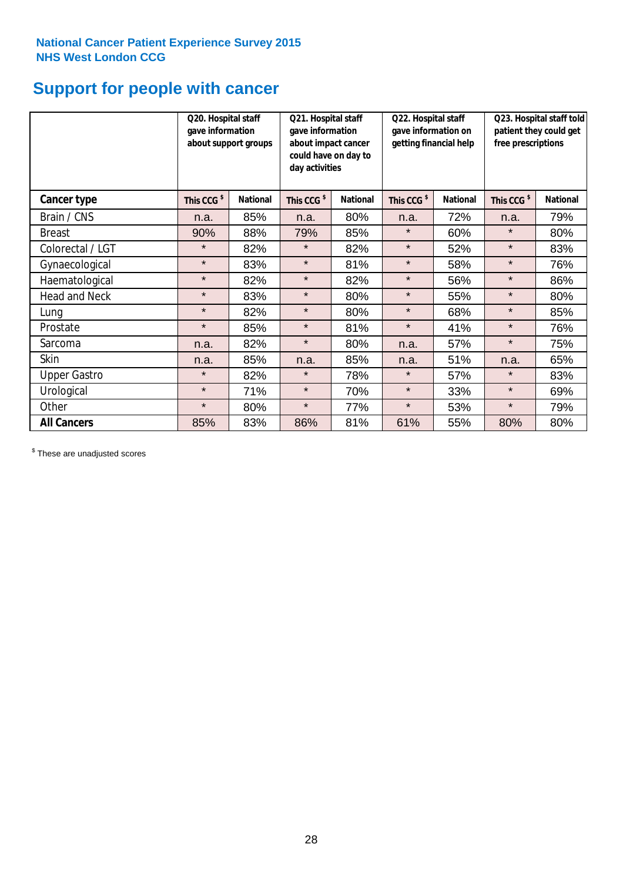National Cancer Patient Experience Survey 2015
NHS West London CCG

# Support for people with cancer

| | Q20. Hospital staff gave information about support groups | | Q21. Hospital staff gave information about impact cancer could have on day to day activities | | Q22. Hospital staff gave information on getting financial help | | Q23. Hospital staff told patient they could get free prescriptions | |
|---|---|---|---|---|---|---|---|---|
| **Cancer type** | **This CCG $** | **National** | **This CCG $** | **National** | **This CCG $** | **National** | **This CCG $** | **National** |
| Brain / CNS | n.a. | 85% | n.a. | 80% | n.a. | 72% | n.a. | 79% |
| Breast | 90% | 88% | 79% | 85% | * | 60% | * | 80% |
| Colorectal / LGT | * | 82% | * | 82% | * | 52% | * | 83% |
| Gynaecological | * | 83% | * | 81% | * | 58% | * | 76% |
| Haematological | * | 82% | * | 82% | * | 56% | * | 86% |
| Head and Neck | * | 83% | * | 80% | * | 55% | * | 80% |
| Lung | * | 82% | * | 80% | * | 68% | * | 85% |
| Prostate | * | 85% | * | 81% | * | 41% | * | 76% |
| Sarcoma | n.a. | 82% | * | 80% | n.a. | 57% | * | 75% |
| Skin | n.a. | 85% | n.a. | 85% | n.a. | 51% | n.a. | 65% |
| Upper Gastro | * | 82% | * | 78% | * | 57% | * | 83% |
| Urological | * | 71% | * | 70% | * | 33% | * | 69% |
| Other | * | 80% | * | 77% | * | 53% | * | 79% |
| **All Cancers** | 85% | 83% | 86% | 81% | 61% | 55% | 80% | 80% |

$ These are unadjusted scores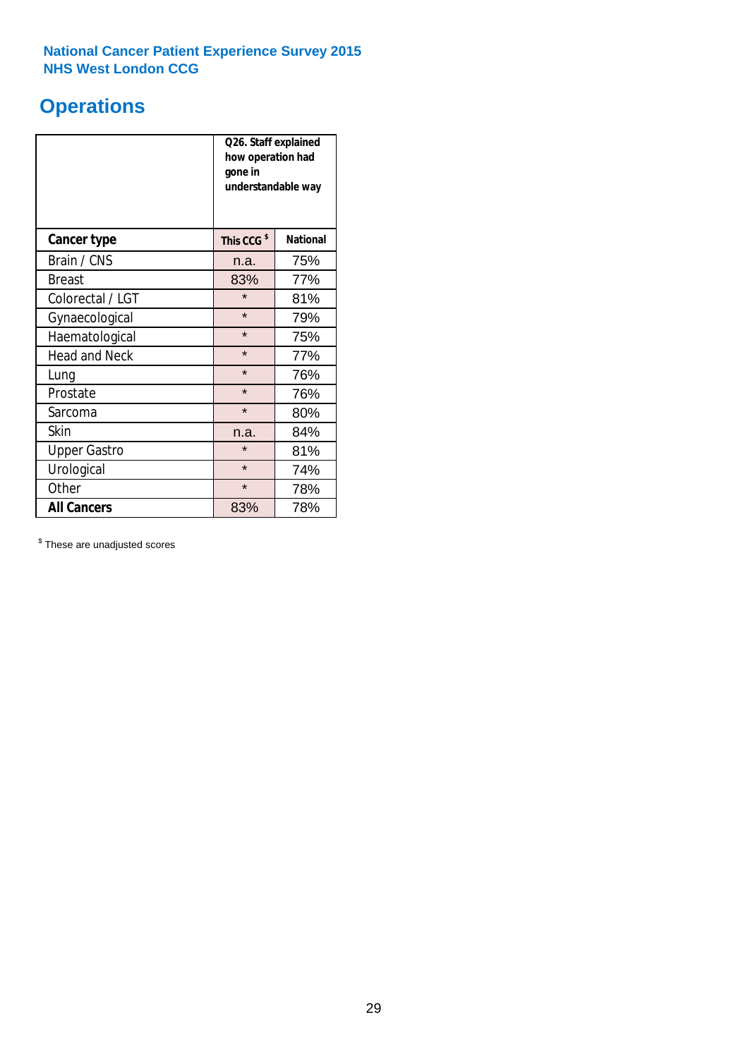National Cancer Patient Experience Survey 2015
NHS West London CCG

# Operations

| | Q26. Staff explained how operation had gone in understandable way | |
|---|---|---|
| **Cancer type** | **This CCG [$]** | **National** |
| Brain / CNS | n.a. | 75% |
| Breast | 83% | 77% |
| Colorectal / LGT | * | 81% |
| Gynaecological | * | 79% |
| Haematological | * | 75% |
| Head and Neck | * | 77% |
| Lung | * | 76% |
| Prostate | * | 76% |
| Sarcoma | * | 80% |
| Skin | n.a. | 84% |
| Upper Gastro | * | 81% |
| Urological | * | 74% |
| Other | * | 78% |
| **All Cancers** | 83% | 78% |

[$] These are unadjusted scores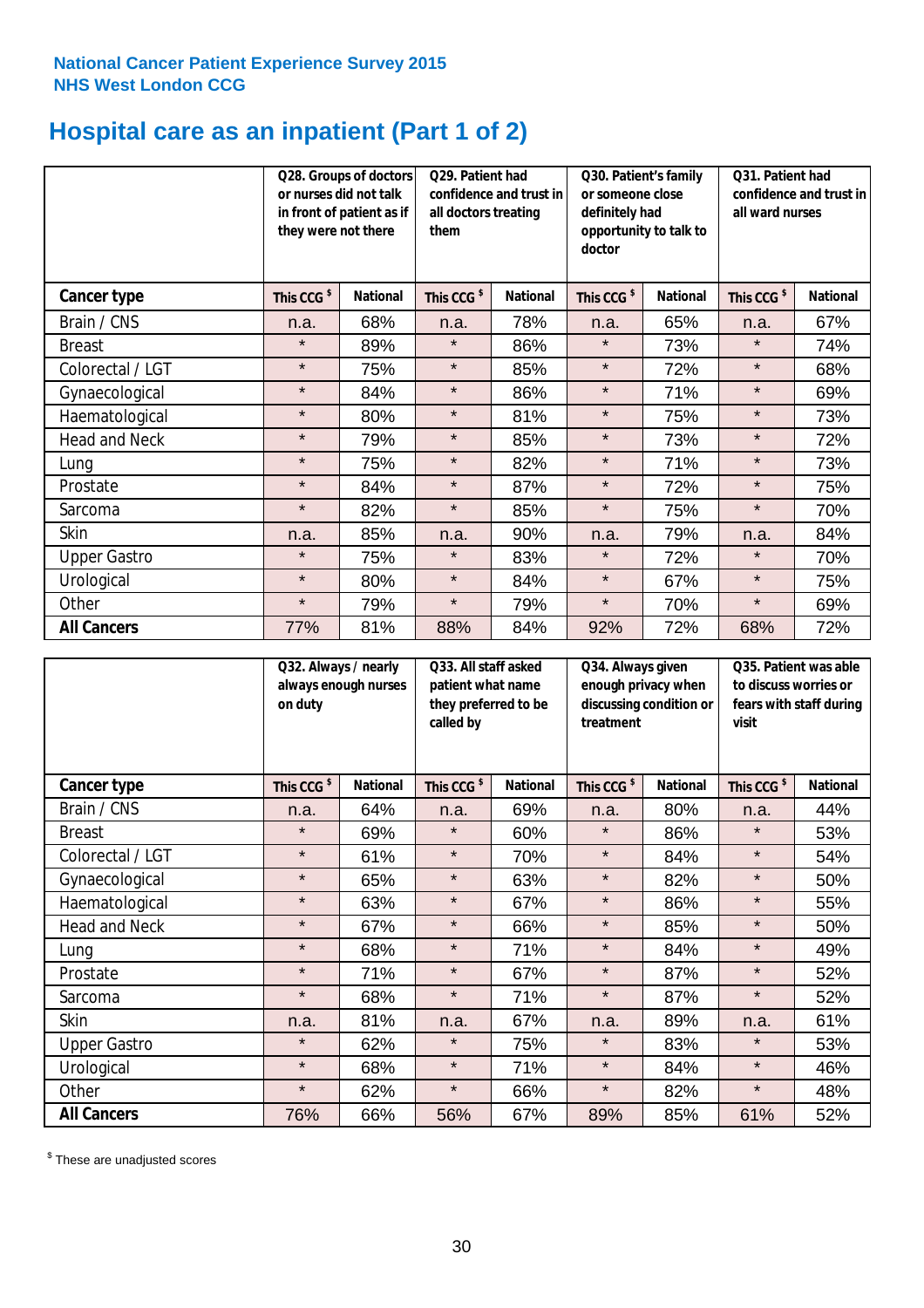National Cancer Patient Experience Survey 2015
NHS West London CCG

# Hospital care as an inpatient (Part 1 of 2)

| | Q28. Groups of doctors or nurses did not talk in front of patient as if they were not there | | Q29. Patient had confidence and trust in all doctors treating them | | Q30. Patient's family or someone close definitely had opportunity to talk to doctor | | Q31. Patient had confidence and trust in all ward nurses | |
|---|---|---|---|---|---|---|---|---|
| **Cancer type** | **This CCG $** | **National** | **This CCG $** | **National** | **This CCG $** | **National** | **This CCG $** | **National** |
| Brain / CNS | n.a. | 68% | n.a. | 78% | n.a. | 65% | n.a. | 67% |
| Breast | * | 89% | * | 86% | * | 73% | * | 74% |
| Colorectal / LGT | * | 75% | * | 85% | * | 72% | * | 68% |
| Gynaecological | * | 84% | * | 86% | * | 71% | * | 69% |
| Haematological | * | 80% | * | 81% | * | 75% | * | 73% |
| Head and Neck | * | 79% | * | 85% | * | 73% | * | 72% |
| Lung | * | 75% | * | 82% | * | 71% | * | 73% |
| Prostate | * | 84% | * | 87% | * | 72% | * | 75% |
| Sarcoma | * | 82% | * | 85% | * | 75% | * | 70% |
| Skin | n.a. | 85% | n.a. | 90% | n.a. | 79% | n.a. | 84% |
| Upper Gastro | * | 75% | * | 83% | * | 72% | * | 70% |
| Urological | * | 80% | * | 84% | * | 67% | * | 75% |
| Other | * | 79% | * | 79% | * | 70% | * | 69% |
| **All Cancers** | 77% | 81% | 88% | 84% | 92% | 72% | 68% | 72% |

| | Q32. Always / nearly always enough nurses on duty | | Q33. All staff asked patient what name they preferred to be called by | | Q34. Always given enough privacy when discussing condition or treatment | | Q35. Patient was able to discuss worries or fears with staff during visit | |
|---|---|---|---|---|---|---|---|---|
| **Cancer type** | **This CCG $** | **National** | **This CCG $** | **National** | **This CCG $** | **National** | **This CCG $** | **National** |
| Brain / CNS | n.a. | 64% | n.a. | 69% | n.a. | 80% | n.a. | 44% |
| Breast | * | 69% | * | 60% | * | 86% | * | 53% |
| Colorectal / LGT | * | 61% | * | 70% | * | 84% | * | 54% |
| Gynaecological | * | 65% | * | 63% | * | 82% | * | 50% |
| Haematological | * | 63% | * | 67% | * | 86% | * | 55% |
| Head and Neck | * | 67% | * | 66% | * | 85% | * | 50% |
| Lung | * | 68% | * | 71% | * | 84% | * | 49% |
| Prostate | * | 71% | * | 67% | * | 87% | * | 52% |
| Sarcoma | * | 68% | * | 71% | * | 87% | * | 52% |
| Skin | n.a. | 81% | n.a. | 67% | n.a. | 89% | n.a. | 61% |
| Upper Gastro | * | 62% | * | 75% | * | 83% | * | 53% |
| Urological | * | 68% | * | 71% | * | 84% | * | 46% |
| Other | * | 62% | * | 66% | * | 82% | * | 48% |
| **All Cancers** | 76% | 66% | 56% | 67% | 89% | 85% | 61% | 52% |

$ These are unadjusted scores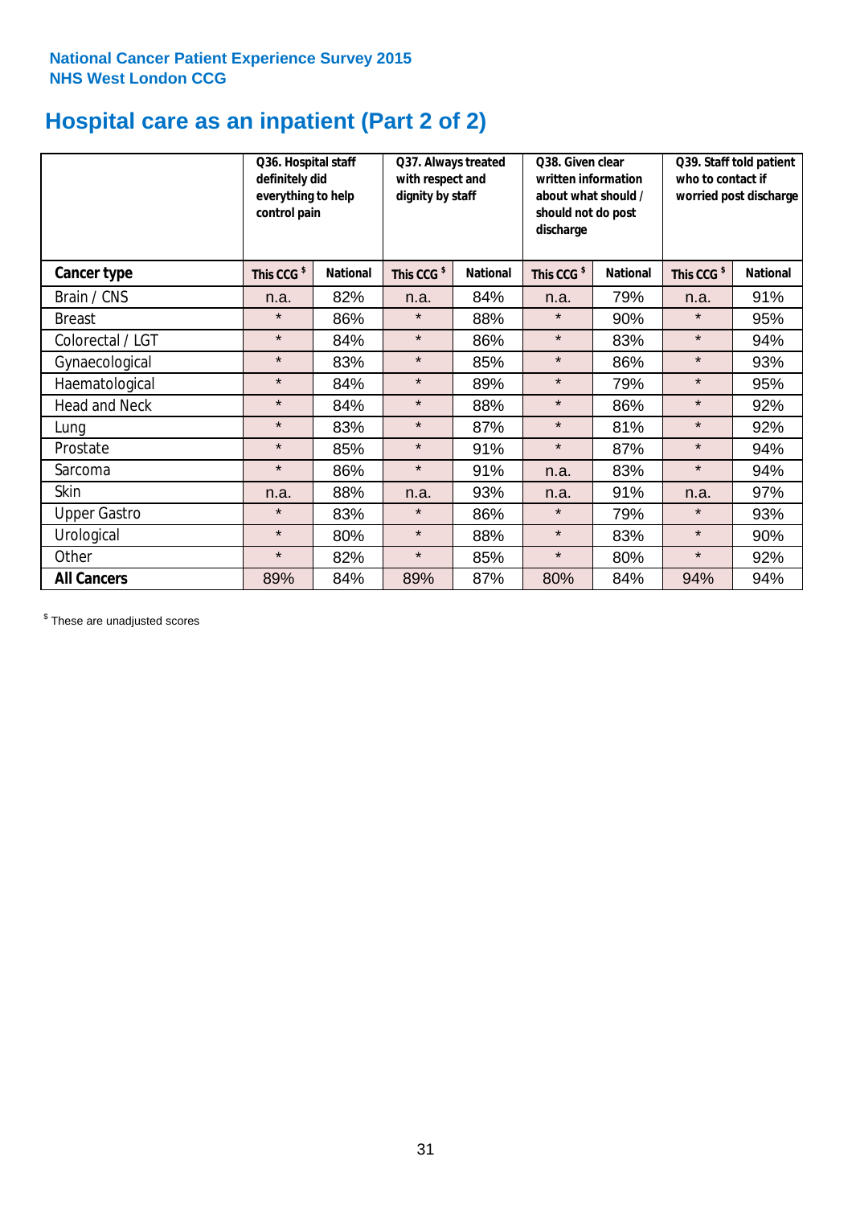**National Cancer Patient Experience Survey 2015**
**NHS West London CCG**

# Hospital care as an inpatient (Part 2 of 2)

| | Q36. Hospital staff definitely did everything to help control pain | | Q37. Always treated with respect and dignity by staff | | Q38. Given clear written information about what should / should not do post discharge | | Q39. Staff told patient who to contact if worried post discharge | |
|---|---|---|---|---|---|---|---|---|
| **Cancer type** | **This CCG $** | **National** | **This CCG $** | **National** | **This CCG $** | **National** | **This CCG $** | **National** |
| Brain / CNS | n.a. | 82% | n.a. | 84% | n.a. | 79% | n.a. | 91% |
| Breast | * | 86% | * | 88% | * | 90% | * | 95% |
| Colorectal / LGT | * | 84% | * | 86% | * | 83% | * | 94% |
| Gynaecological | * | 83% | * | 85% | * | 86% | * | 93% |
| Haematological | * | 84% | * | 89% | * | 79% | * | 95% |
| Head and Neck | * | 84% | * | 88% | * | 86% | * | 92% |
| Lung | * | 83% | * | 87% | * | 81% | * | 92% |
| Prostate | * | 85% | * | 91% | * | 87% | * | 94% |
| Sarcoma | * | 86% | * | 91% | n.a. | 83% | * | 94% |
| Skin | n.a. | 88% | n.a. | 93% | n.a. | 91% | n.a. | 97% |
| Upper Gastro | * | 83% | * | 86% | * | 79% | * | 93% |
| Urological | * | 80% | * | 88% | * | 83% | * | 90% |
| Other | * | 82% | * | 85% | * | 80% | * | 92% |
| **All Cancers** | 89% | 84% | 89% | 87% | 80% | 84% | 94% | 94% |

$ These are unadjusted scores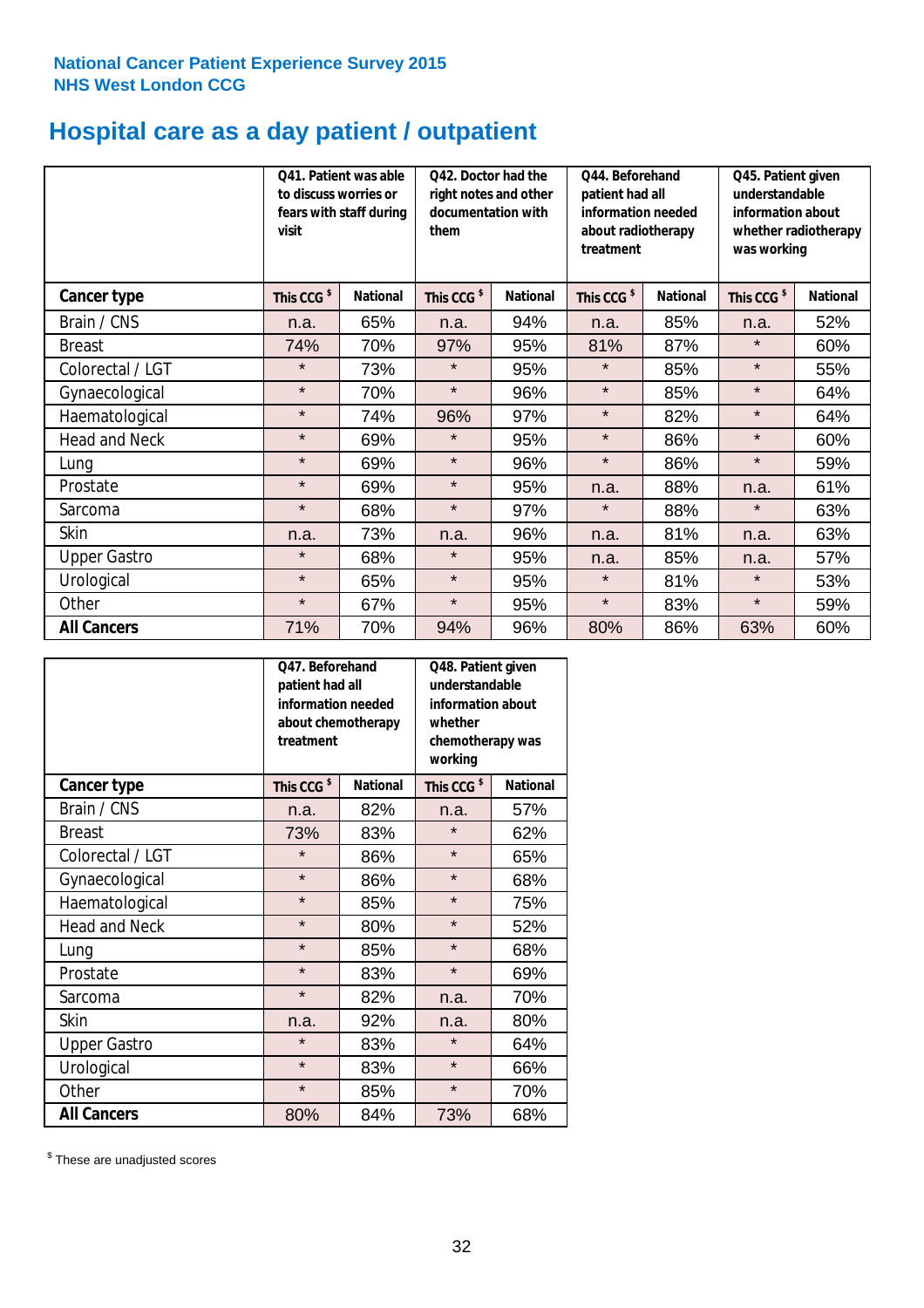National Cancer Patient Experience Survey 2015
NHS West London CCG

# Hospital care as a day patient / outpatient

| | Q41. Patient was able to discuss worries or fears with staff during visit | | Q42. Doctor had the right notes and other documentation with them | | Q44. Beforehand patient had all information needed about radiotherapy treatment | | Q45. Patient given understandable information about whether radiotherapy was working | |
|---|---|---|---|---|---|---|---|---|
| **Cancer type** | This CCG $ | National | This CCG $ | National | This CCG $ | National | This CCG $ | National |
| Brain / CNS | n.a. | 65% | n.a. | 94% | n.a. | 85% | n.a. | 52% |
| Breast | 74% | 70% | 97% | 95% | 81% | 87% | * | 60% |
| Colorectal / LGT | * | 73% | * | 95% | * | 85% | * | 55% |
| Gynaecological | * | 70% | * | 96% | * | 85% | * | 64% |
| Haematological | * | 74% | 96% | 97% | * | 82% | * | 64% |
| Head and Neck | * | 69% | * | 95% | * | 86% | * | 60% |
| Lung | * | 69% | * | 96% | * | 86% | * | 59% |
| Prostate | * | 69% | * | 95% | n.a. | 88% | n.a. | 61% |
| Sarcoma | * | 68% | * | 97% | * | 88% | * | 63% |
| Skin | n.a. | 73% | n.a. | 96% | n.a. | 81% | n.a. | 63% |
| Upper Gastro | * | 68% | * | 95% | n.a. | 85% | n.a. | 57% |
| Urological | * | 65% | * | 95% | * | 81% | * | 53% |
| Other | * | 67% | * | 95% | * | 83% | * | 59% |
| **All Cancers** | 71% | 70% | 94% | 96% | 80% | 86% | 63% | 60% |

| | Q47. Beforehand patient had all information needed about chemotherapy treatment | | Q48. Patient given understandable information about whether chemotherapy was working | |
|---|---|---|---|---|
| **Cancer type** | This CCG $ | National | This CCG $ | National |
| Brain / CNS | n.a. | 82% | n.a. | 57% |
| Breast | 73% | 83% | * | 62% |
| Colorectal / LGT | * | 86% | * | 65% |
| Gynaecological | * | 86% | * | 68% |
| Haematological | * | 85% | * | 75% |
| Head and Neck | * | 80% | * | 52% |
| Lung | * | 85% | * | 68% |
| Prostate | * | 83% | * | 69% |
| Sarcoma | * | 82% | n.a. | 70% |
| Skin | n.a. | 92% | n.a. | 80% |
| Upper Gastro | * | 83% | * | 64% |
| Urological | * | 83% | * | 66% |
| Other | * | 85% | * | 70% |
| **All Cancers** | 80% | 84% | 73% | 68% |

$ These are unadjusted scores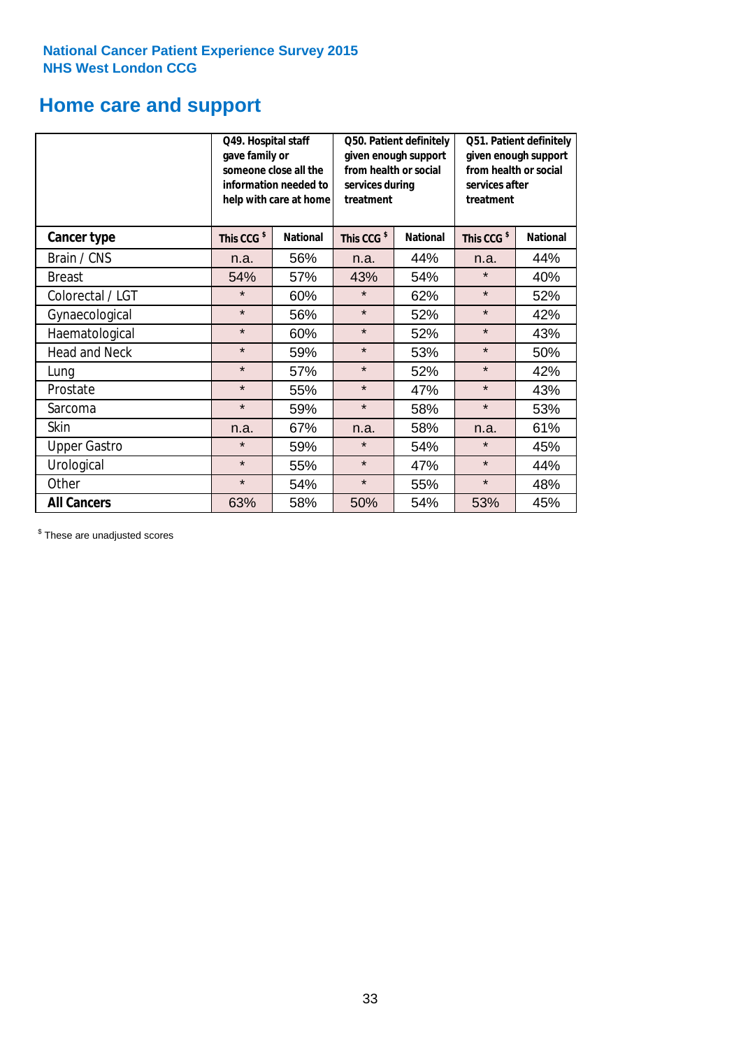National Cancer Patient Experience Survey 2015
NHS West London CCG

# Home care and support

| | Q49. Hospital staff gave family or someone close all the information needed to help with care at home | | Q50. Patient definitely given enough support from health or social services during treatment | | Q51. Patient definitely given enough support from health or social services after treatment | |
|---|---|---|---|---|---|---|
| **Cancer type** | **This CCG $** | **National** | **This CCG $** | **National** | **This CCG $** | **National** |
| Brain / CNS | n.a. | 56% | n.a. | 44% | n.a. | 44% |
| Breast | 54% | 57% | 43% | 54% | * | 40% |
| Colorectal / LGT | * | 60% | * | 62% | * | 52% |
| Gynaecological | * | 56% | * | 52% | * | 42% |
| Haematological | * | 60% | * | 52% | * | 43% |
| Head and Neck | * | 59% | * | 53% | * | 50% |
| Lung | * | 57% | * | 52% | * | 42% |
| Prostate | * | 55% | * | 47% | * | 43% |
| Sarcoma | * | 59% | * | 58% | * | 53% |
| Skin | n.a. | 67% | n.a. | 58% | n.a. | 61% |
| Upper Gastro | * | 59% | * | 54% | * | 45% |
| Urological | * | 55% | * | 47% | * | 44% |
| Other | * | 54% | * | 55% | * | 48% |
| **All Cancers** | 63% | 58% | 50% | 54% | 53% | 45% |

$ These are unadjusted scores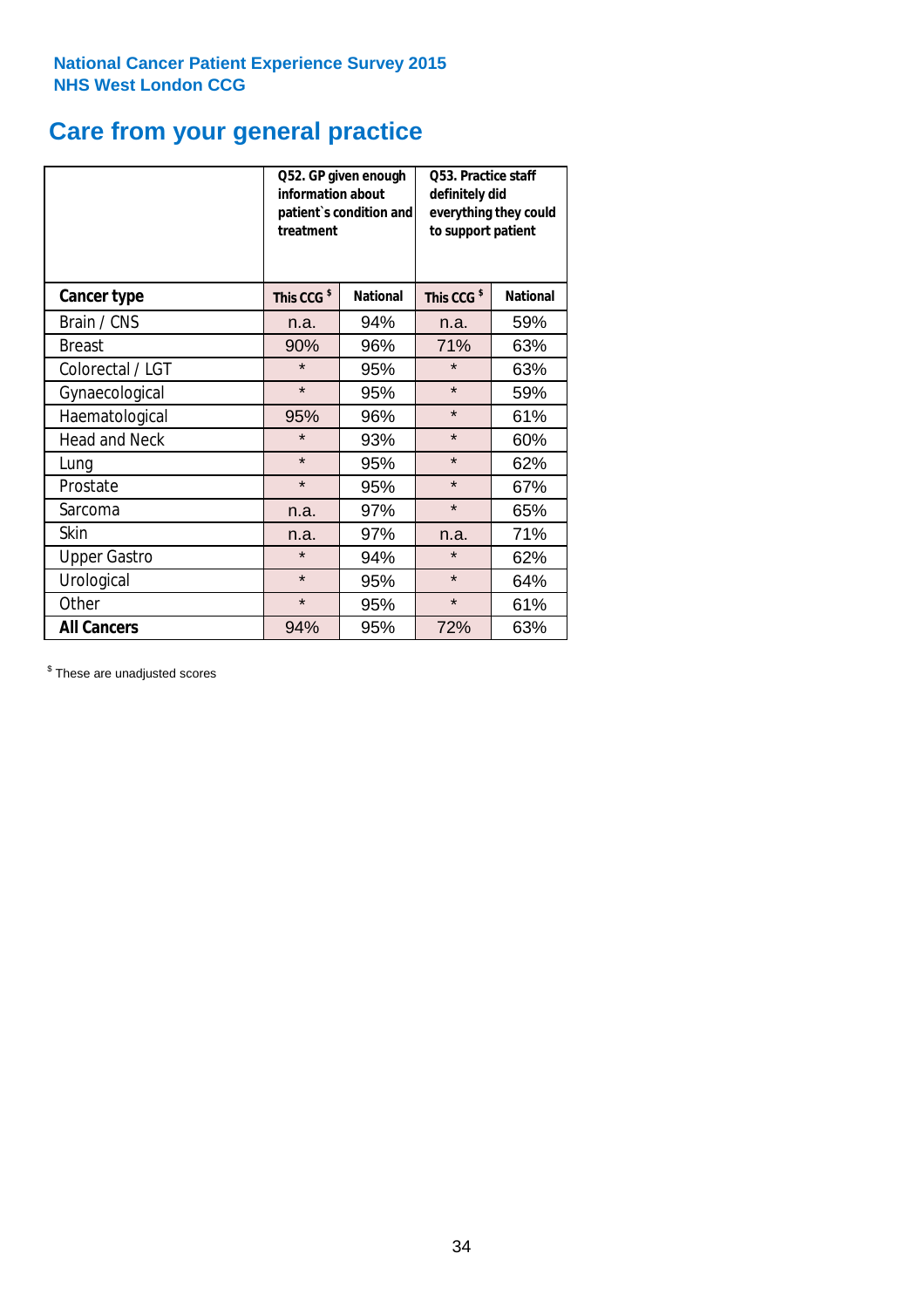National Cancer Patient Experience Survey 2015
NHS West London CCG

# Care from your general practice

| | Q52. GP given enough information about patient`s condition and treatment | | Q53. Practice staff definitely did everything they could to support patient | |
|---|---|---|---|---|
| **Cancer type** | **This CCG $** | **National** | **This CCG $** | **National** |
| Brain / CNS | n.a. | 94% | n.a. | 59% |
| Breast | 90% | 96% | 71% | 63% |
| Colorectal / LGT | * | 95% | * | 63% |
| Gynaecological | * | 95% | * | 59% |
| Haematological | 95% | 96% | * | 61% |
| Head and Neck | * | 93% | * | 60% |
| Lung | * | 95% | * | 62% |
| Prostate | * | 95% | * | 67% |
| Sarcoma | n.a. | 97% | * | 65% |
| Skin | n.a. | 97% | n.a. | 71% |
| Upper Gastro | * | 94% | * | 62% |
| Urological | * | 95% | * | 64% |
| Other | * | 95% | * | 61% |
| **All Cancers** | 94% | 95% | 72% | 63% |

$ These are unadjusted scores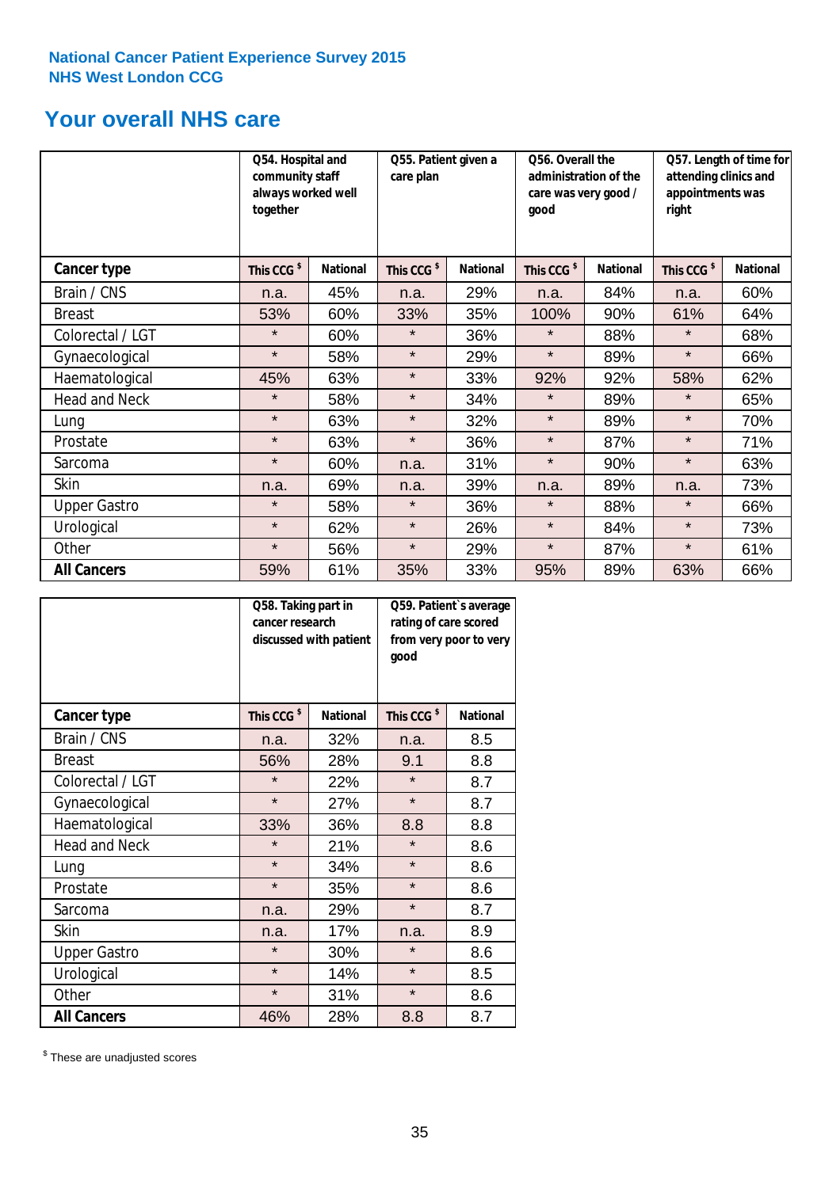National Cancer Patient Experience Survey 2015
NHS West London CCG

## Your overall NHS care

| | Q54. Hospital and community staff always worked well together | | Q55. Patient given a care plan | | Q56. Overall the administration of the care was very good / good | | Q57. Length of time for attending clinics and appointments was right | |
|---|---|---|---|---|---|---|---|---|
| **Cancer type** | This CCG $ | National | This CCG $ | National | This CCG $ | National | This CCG $ | National |
| Brain / CNS | n.a. | 45% | n.a. | 29% | n.a. | 84% | n.a. | 60% |
| Breast | 53% | 60% | 33% | 35% | 100% | 90% | 61% | 64% |
| Colorectal / LGT | * | 60% | * | 36% | * | 88% | * | 68% |
| Gynaecological | * | 58% | * | 29% | * | 89% | * | 66% |
| Haematological | 45% | 63% | * | 33% | 92% | 92% | 58% | 62% |
| Head and Neck | * | 58% | * | 34% | * | 89% | * | 65% |
| Lung | * | 63% | * | 32% | * | 89% | * | 70% |
| Prostate | * | 63% | * | 36% | * | 87% | * | 71% |
| Sarcoma | * | 60% | n.a. | 31% | * | 90% | * | 63% |
| Skin | n.a. | 69% | n.a. | 39% | n.a. | 89% | n.a. | 73% |
| Upper Gastro | * | 58% | * | 36% | * | 88% | * | 66% |
| Urological | * | 62% | * | 26% | * | 84% | * | 73% |
| Other | * | 56% | * | 29% | * | 87% | * | 61% |
| **All Cancers** | 59% | 61% | 35% | 33% | 95% | 89% | 63% | 66% |

| | Q58. Taking part in cancer research discussed with patient | | Q59. Patient`s average rating of care scored from very poor to very good | |
|---|---|---|---|---|
| **Cancer type** | This CCG $ | National | This CCG $ | National |
| Brain / CNS | n.a. | 32% | n.a. | 8.5 |
| Breast | 56% | 28% | 9.1 | 8.8 |
| Colorectal / LGT | * | 22% | * | 8.7 |
| Gynaecological | * | 27% | * | 8.7 |
| Haematological | 33% | 36% | 8.8 | 8.8 |
| Head and Neck | * | 21% | * | 8.6 |
| Lung | * | 34% | * | 8.6 |
| Prostate | * | 35% | * | 8.6 |
| Sarcoma | n.a. | 29% | * | 8.7 |
| Skin | n.a. | 17% | n.a. | 8.9 |
| Upper Gastro | * | 30% | * | 8.6 |
| Urological | * | 14% | * | 8.5 |
| Other | * | 31% | * | 8.6 |
| **All Cancers** | 46% | 28% | 8.8 | 8.7 |

$ These are unadjusted scores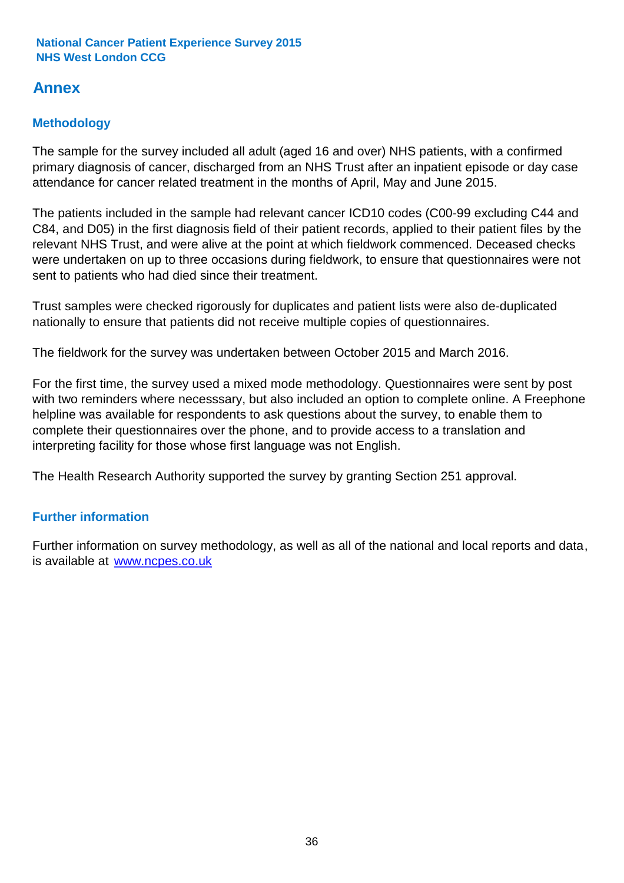# Annex

## Methodology

The sample for the survey included all adult (aged 16 and over) NHS patients, with a confirmed primary diagnosis of cancer, discharged from an NHS Trust after an inpatient episode or day case attendance for cancer related treatment in the months of April, May and June 2015.

The patients included in the sample had relevant cancer ICD10 codes (C00-99 excluding C44 and C84, and D05) in the first diagnosis field of their patient records, applied to their patient files by the relevant NHS Trust, and were alive at the point at which fieldwork commenced. Deceased checks were undertaken on up to three occasions during fieldwork, to ensure that questionnaires were not sent to patients who had died since their treatment.

Trust samples were checked rigorously for duplicates and patient lists were also de-duplicated nationally to ensure that patients did not receive multiple copies of questionnaires.

The fieldwork for the survey was undertaken between October 2015 and March 2016.

For the first time, the survey used a mixed mode methodology. Questionnaires were sent by post with two reminders where necesssary, but also included an option to complete online. A Freephone helpline was available for respondents to ask questions about the survey, to enable them to complete their questionnaires over the phone, and to provide access to a translation and interpreting facility for those whose first language was not English.

The Health Research Authority supported the survey by granting Section 251 approval.

## Further information

Further information on survey methodology, as well as all of the national and local reports and data, is available at www.ncpes.co.uk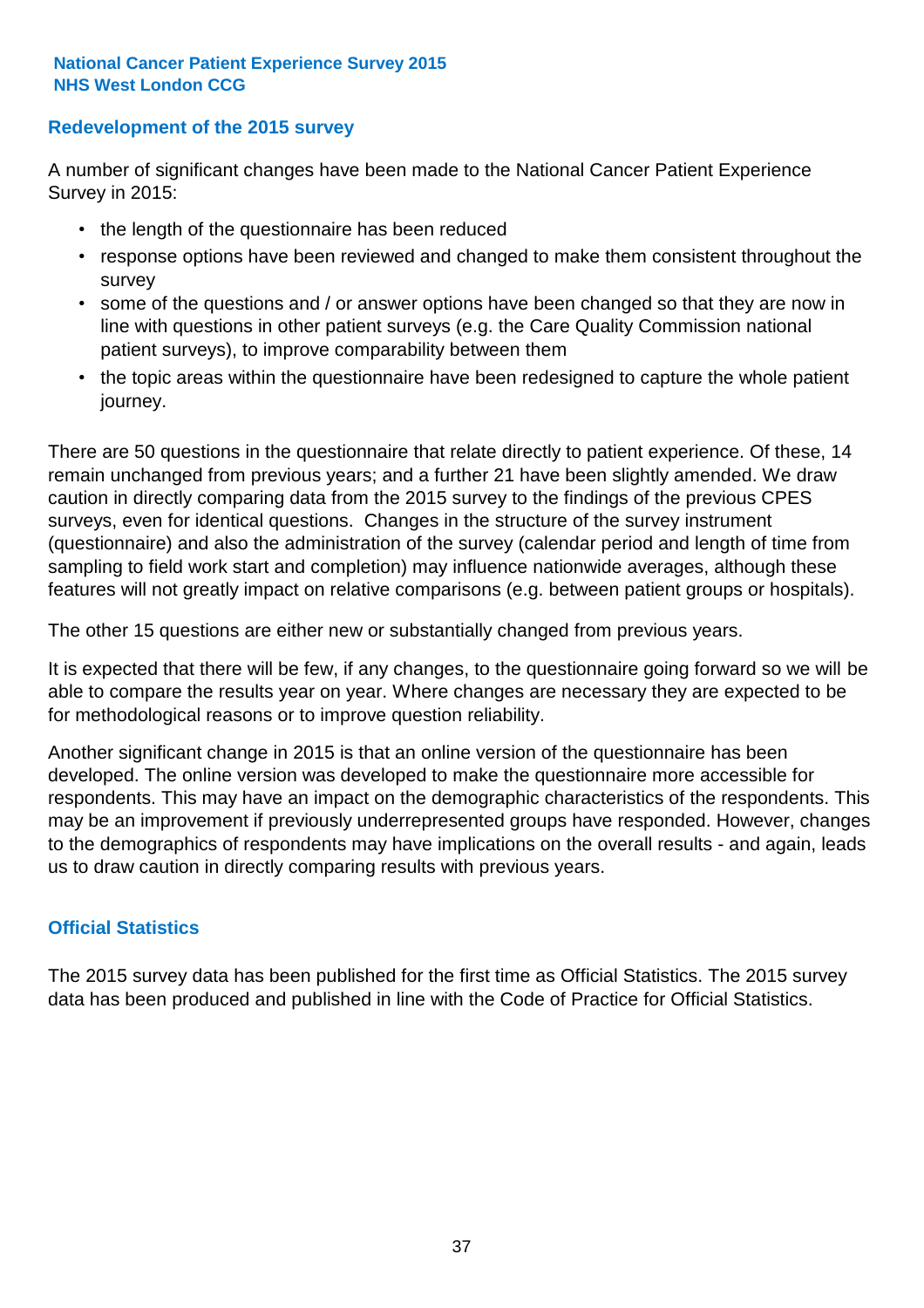## Redevelopment of the 2015 survey

A number of significant changes have been made to the National Cancer Patient Experience Survey in 2015:

- the length of the questionnaire has been reduced
- response options have been reviewed and changed to make them consistent throughout the survey
- some of the questions and / or answer options have been changed so that they are now in line with questions in other patient surveys (e.g. the Care Quality Commission national patient surveys), to improve comparability between them
- the topic areas within the questionnaire have been redesigned to capture the whole patient journey.

There are 50 questions in the questionnaire that relate directly to patient experience. Of these, 14 remain unchanged from previous years; and a further 21 have been slightly amended. We draw caution in directly comparing data from the 2015 survey to the findings of the previous CPES surveys, even for identical questions. Changes in the structure of the survey instrument (questionnaire) and also the administration of the survey (calendar period and length of time from sampling to field work start and completion) may influence nationwide averages, although these features will not greatly impact on relative comparisons (e.g. between patient groups or hospitals).

The other 15 questions are either new or substantially changed from previous years.

It is expected that there will be few, if any changes, to the questionnaire going forward so we will be able to compare the results year on year. Where changes are necessary they are expected to be for methodological reasons or to improve question reliability.

Another significant change in 2015 is that an online version of the questionnaire has been developed. The online version was developed to make the questionnaire more accessible for respondents. This may have an impact on the demographic characteristics of the respondents. This may be an improvement if previously underrepresented groups have responded. However, changes to the demographics of respondents may have implications on the overall results - and again, leads us to draw caution in directly comparing results with previous years.

## Official Statistics

The 2015 survey data has been published for the first time as Official Statistics. The 2015 survey data has been produced and published in line with the Code of Practice for Official Statistics.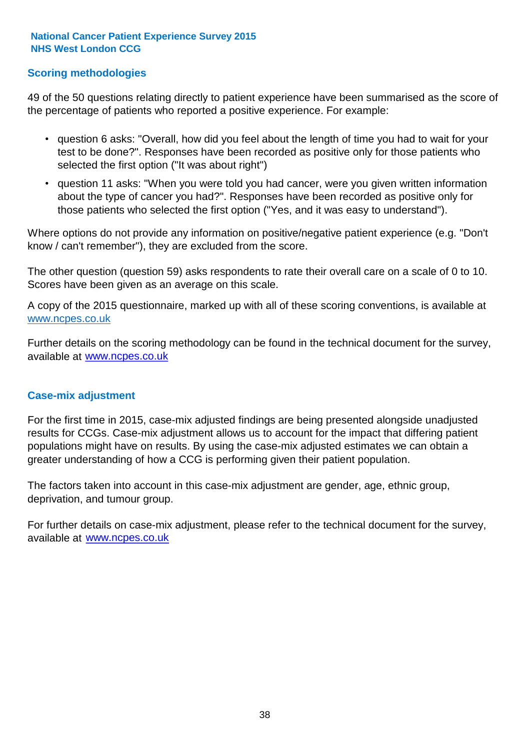## Scoring methodologies

49 of the 50 questions relating directly to patient experience have been summarised as the score of the percentage of patients who reported a positive experience. For example:

- question 6 asks: "Overall, how did you feel about the length of time you had to wait for your test to be done?". Responses have been recorded as positive only for those patients who selected the first option ("It was about right")
- question 11 asks: "When you were told you had cancer, were you given written information about the type of cancer you had?". Responses have been recorded as positive only for those patients who selected the first option ("Yes, and it was easy to understand").

Where options do not provide any information on positive/negative patient experience (e.g. "Don't know / can't remember"), they are excluded from the score.

The other question (question 59) asks respondents to rate their overall care on a scale of 0 to 10. Scores have been given as an average on this scale.

A copy of the 2015 questionnaire, marked up with all of these scoring conventions, is available at www.ncpes.co.uk

Further details on the scoring methodology can be found in the technical document for the survey, available at www.ncpes.co.uk

## Case-mix adjustment

For the first time in 2015, case-mix adjusted findings are being presented alongside unadjusted results for CCGs. Case-mix adjustment allows us to account for the impact that differing patient populations might have on results. By using the case-mix adjusted estimates we can obtain a greater understanding of how a CCG is performing given their patient population.

The factors taken into account in this case-mix adjustment are gender, age, ethnic group, deprivation, and tumour group.

For further details on case-mix adjustment, please refer to the technical document for the survey, available at www.ncpes.co.uk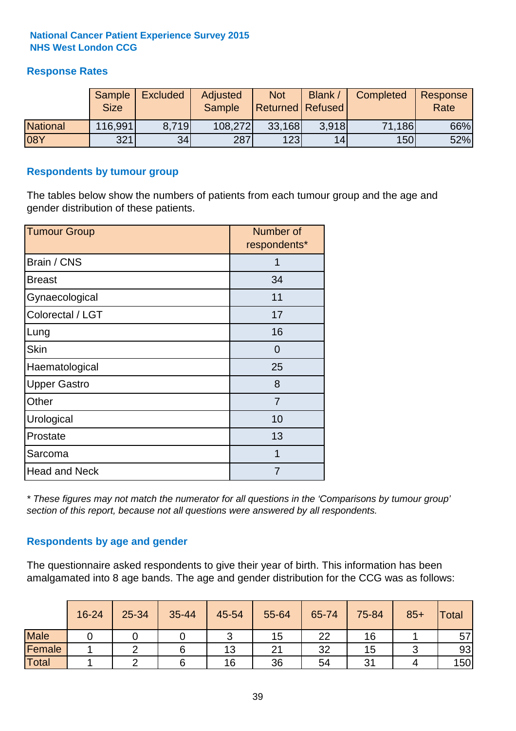**National Cancer Patient Experience Survey 2015**
**NHS West London CCG**

## Response Rates

| | Sample Size | Excluded | Adjusted Sample | Not Returned | Blank / Refused | Completed | Response Rate |
|---|---|---|---|---|---|---|---|
| National | 116,991 | 8,719 | 108,272 | 33,168 | 3,918 | 71,186 | 66% |
| 08Y | 321 | 34 | 287 | 123 | 14 | 150 | 52% |

## Respondents by tumour group

The tables below show the numbers of patients from each tumour group and the age and gender distribution of these patients.

| Tumour Group | Number of respondents* |
|---|---|
| Brain / CNS | 1 |
| Breast | 34 |
| Gynaecological | 11 |
| Colorectal / LGT | 17 |
| Lung | 16 |
| Skin | 0 |
| Haematological | 25 |
| Upper Gastro | 8 |
| Other | 7 |
| Urological | 10 |
| Prostate | 13 |
| Sarcoma | 1 |
| Head and Neck | 7 |

*\* These figures may not match the numerator for all questions in the 'Comparisons by tumour group' section of this report, because not all questions were answered by all respondents.*

## Respondents by age and gender

The questionnaire asked respondents to give their year of birth. This information has been amalgamated into 8 age bands. The age and gender distribution for the CCG was as follows:

| | 16-24 | 25-34 | 35-44 | 45-54 | 55-64 | 65-74 | 75-84 | 85+ | Total |
|---|---|---|---|---|---|---|---|---|---|
| Male | 0 | 0 | 0 | 3 | 15 | 22 | 16 | 1 | 57 |
| Female | 1 | 2 | 6 | 13 | 21 | 32 | 15 | 3 | 93 |
| Total | 1 | 2 | 6 | 16 | 36 | 54 | 31 | 4 | 150 |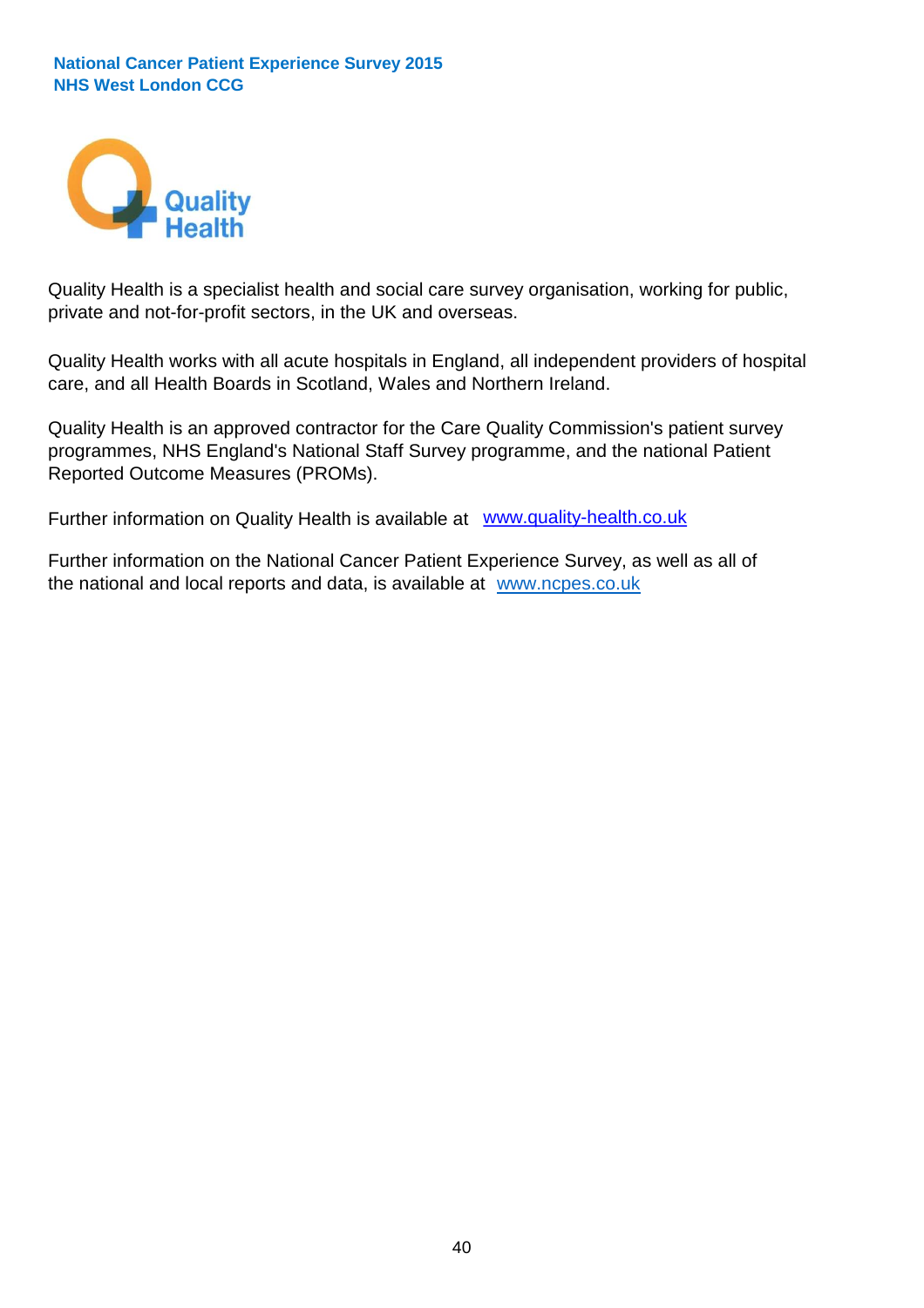Quality Health

Quality Health is a specialist health and social care survey organisation, working for public, private and not-for-profit sectors, in the UK and overseas.

Quality Health works with all acute hospitals in England, all independent providers of hospital care, and all Health Boards in Scotland, Wales and Northern Ireland.

Quality Health is an approved contractor for the Care Quality Commission's patient survey programmes, NHS England's National Staff Survey programme, and the national Patient Reported Outcome Measures (PROMs).

Further information on Quality Health is available at [www.quality-health.co.uk](http://www.quality-health.co.uk)

Further information on the National Cancer Patient Experience Survey, as well as all of the national and local reports and data, is available at [www.ncpes.co.uk](http://www.ncpes.co.uk)